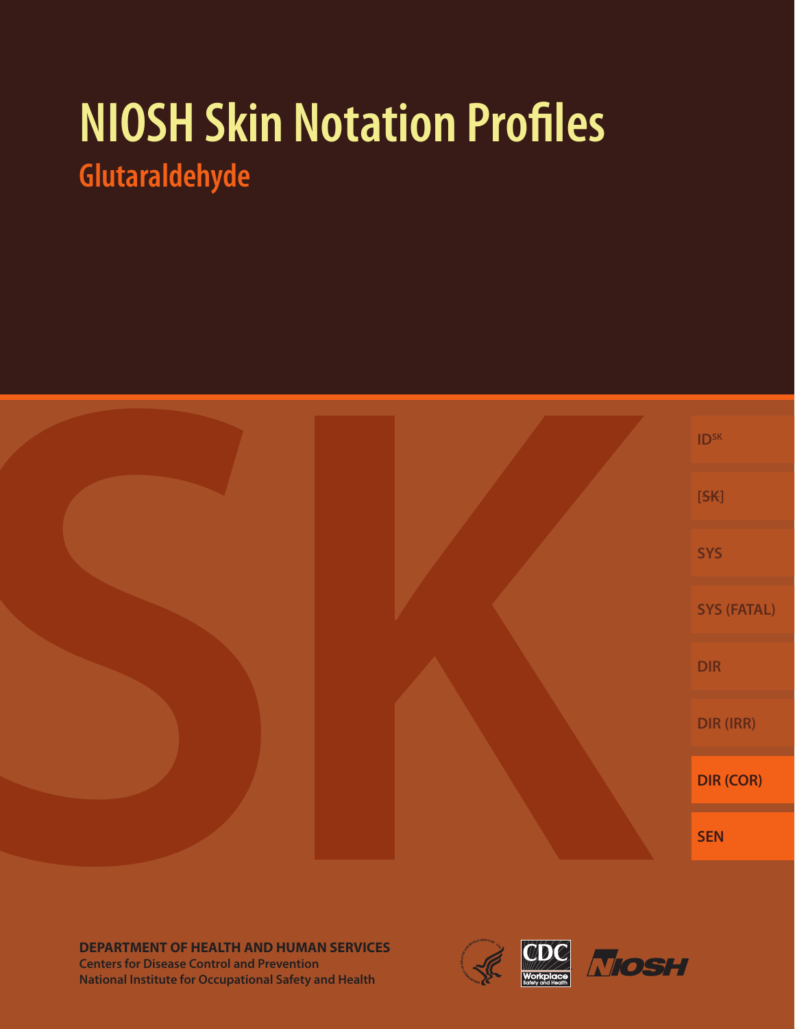# NIOSH Skin Notation Profiles

## Glutaraldehyde

SK

ID[SK]

[~~SK~~]

SYS

SYS (FATAL)

DIR

DIR (IRR)

DIR (COR)

SEN

**DEPARTMENT OF HEALTH AND HUMAN SERVICES**
**Centers for Disease Control and Prevention**
**National Institute for Occupational Safety and Health**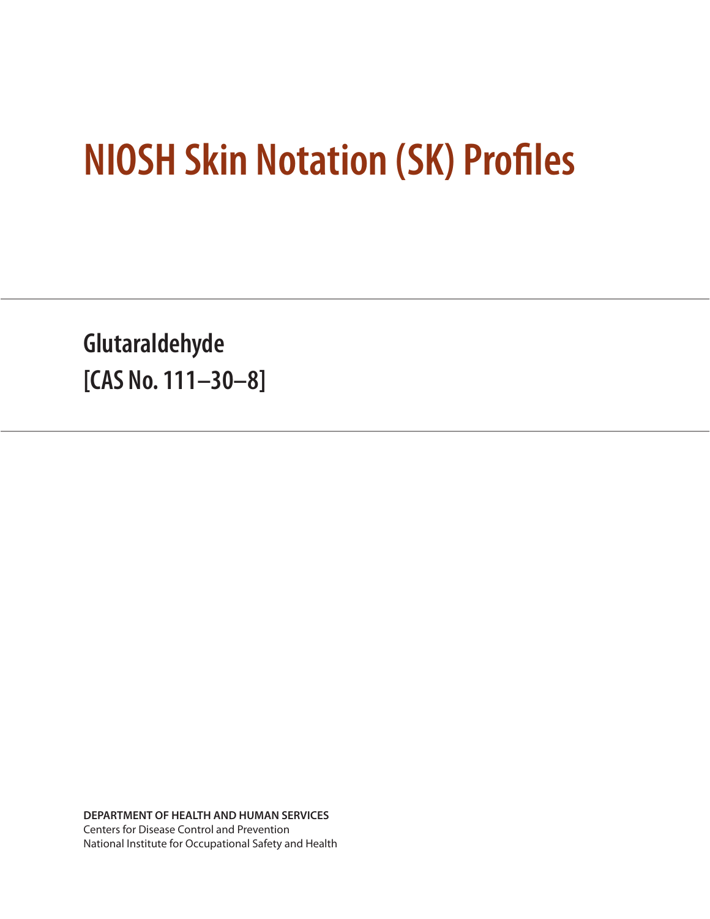# NIOSH Skin Notation (SK) Profiles

## Glutaraldehyde
## [CAS No. 111–30–8]

**DEPARTMENT OF HEALTH AND HUMAN SERVICES**
Centers for Disease Control and Prevention
National Institute for Occupational Safety and Health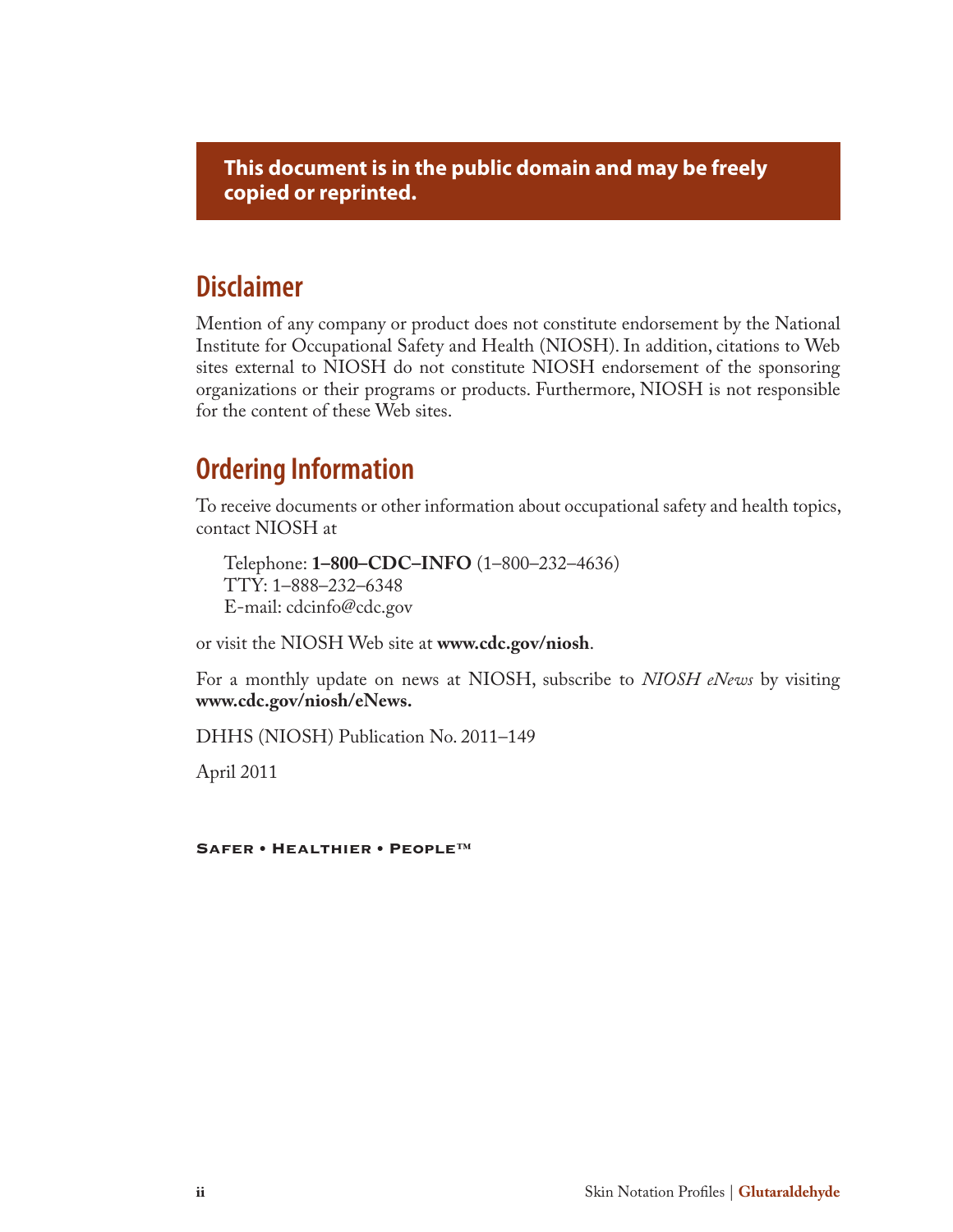**This document is in the public domain and may be freely copied or reprinted.**

## Disclaimer

Mention of any company or product does not constitute endorsement by the National Institute for Occupational Safety and Health (NIOSH). In addition, citations to Web sites external to NIOSH do not constitute NIOSH endorsement of the sponsoring organizations or their programs or products. Furthermore, NIOSH is not responsible for the content of these Web sites.

## Ordering Information

To receive documents or other information about occupational safety and health topics, contact NIOSH at

Telephone: **1–800–CDC–INFO** (1–800–232–4636)
TTY: 1–888–232–6348
E-mail: cdcinfo@cdc.gov

or visit the NIOSH Web site at **www.cdc.gov/niosh**.

For a monthly update on news at NIOSH, subscribe to *NIOSH eNews* by visiting **www.cdc.gov/niosh/eNews.**

DHHS (NIOSH) Publication No. 2011–149

April 2011

**Safer • Healthier • People™**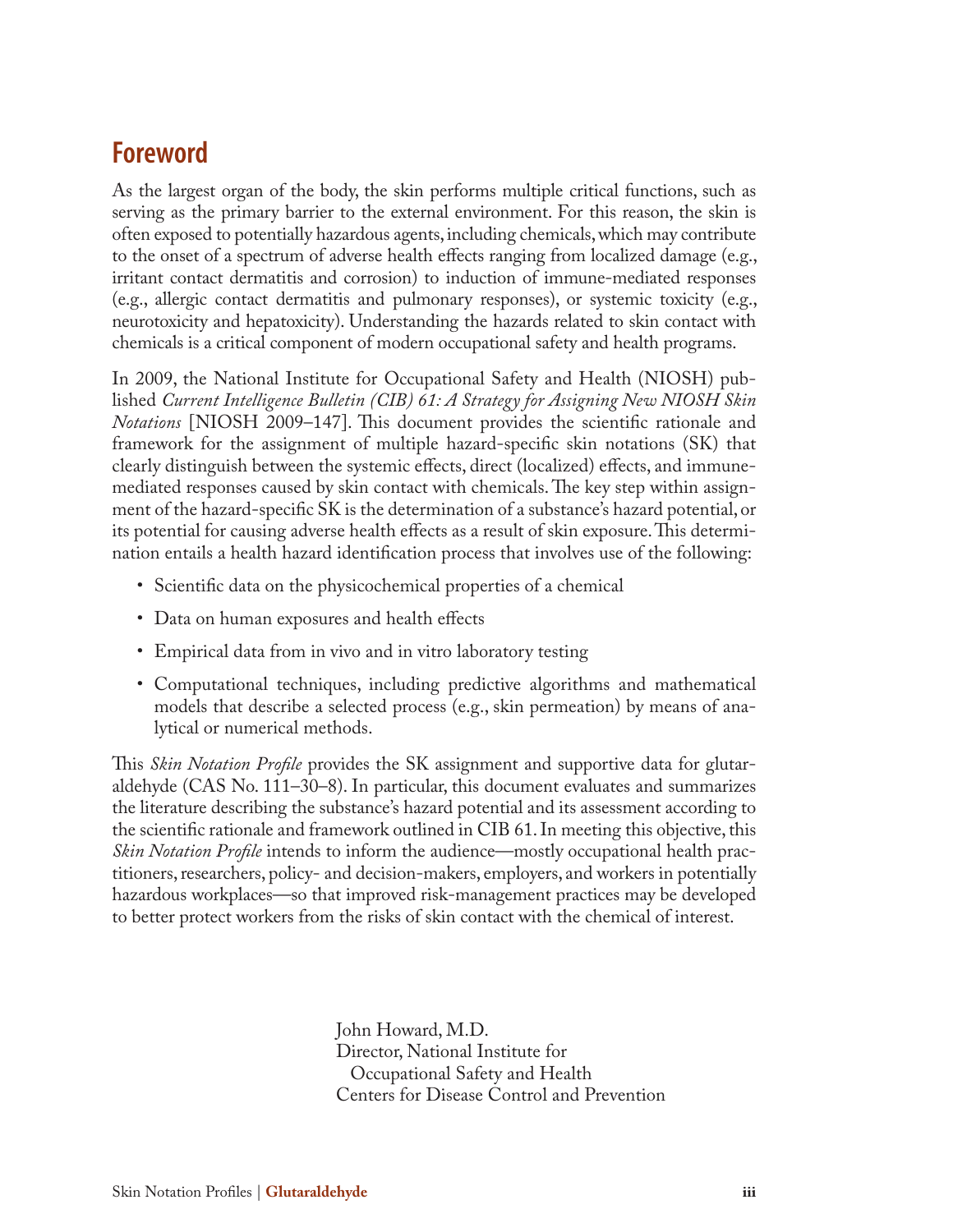# Foreword

As the largest organ of the body, the skin performs multiple critical functions, such as serving as the primary barrier to the external environment. For this reason, the skin is often exposed to potentially hazardous agents, including chemicals, which may contribute to the onset of a spectrum of adverse health effects ranging from localized damage (e.g., irritant contact dermatitis and corrosion) to induction of immune-mediated responses (e.g., allergic contact dermatitis and pulmonary responses), or systemic toxicity (e.g., neurotoxicity and hepatoxicity). Understanding the hazards related to skin contact with chemicals is a critical component of modern occupational safety and health programs.

In 2009, the National Institute for Occupational Safety and Health (NIOSH) published *Current Intelligence Bulletin (CIB) 61: A Strategy for Assigning New NIOSH Skin Notations* [NIOSH 2009–147]. This document provides the scientific rationale and framework for the assignment of multiple hazard-specific skin notations (SK) that clearly distinguish between the systemic effects, direct (localized) effects, and immune-mediated responses caused by skin contact with chemicals. The key step within assignment of the hazard-specific SK is the determination of a substance's hazard potential, or its potential for causing adverse health effects as a result of skin exposure. This determination entails a health hazard identification process that involves use of the following:

- Scientific data on the physicochemical properties of a chemical
- Data on human exposures and health effects
- Empirical data from in vivo and in vitro laboratory testing
- Computational techniques, including predictive algorithms and mathematical models that describe a selected process (e.g., skin permeation) by means of analytical or numerical methods.

This *Skin Notation Profile* provides the SK assignment and supportive data for glutaraldehyde (CAS No. 111–30–8). In particular, this document evaluates and summarizes the literature describing the substance's hazard potential and its assessment according to the scientific rationale and framework outlined in CIB 61. In meeting this objective, this *Skin Notation Profile* intends to inform the audience—mostly occupational health practitioners, researchers, policy- and decision-makers, employers, and workers in potentially hazardous workplaces—so that improved risk-management practices may be developed to better protect workers from the risks of skin contact with the chemical of interest.

John Howard, M.D.
Director, National Institute for
Occupational Safety and Health
Centers for Disease Control and Prevention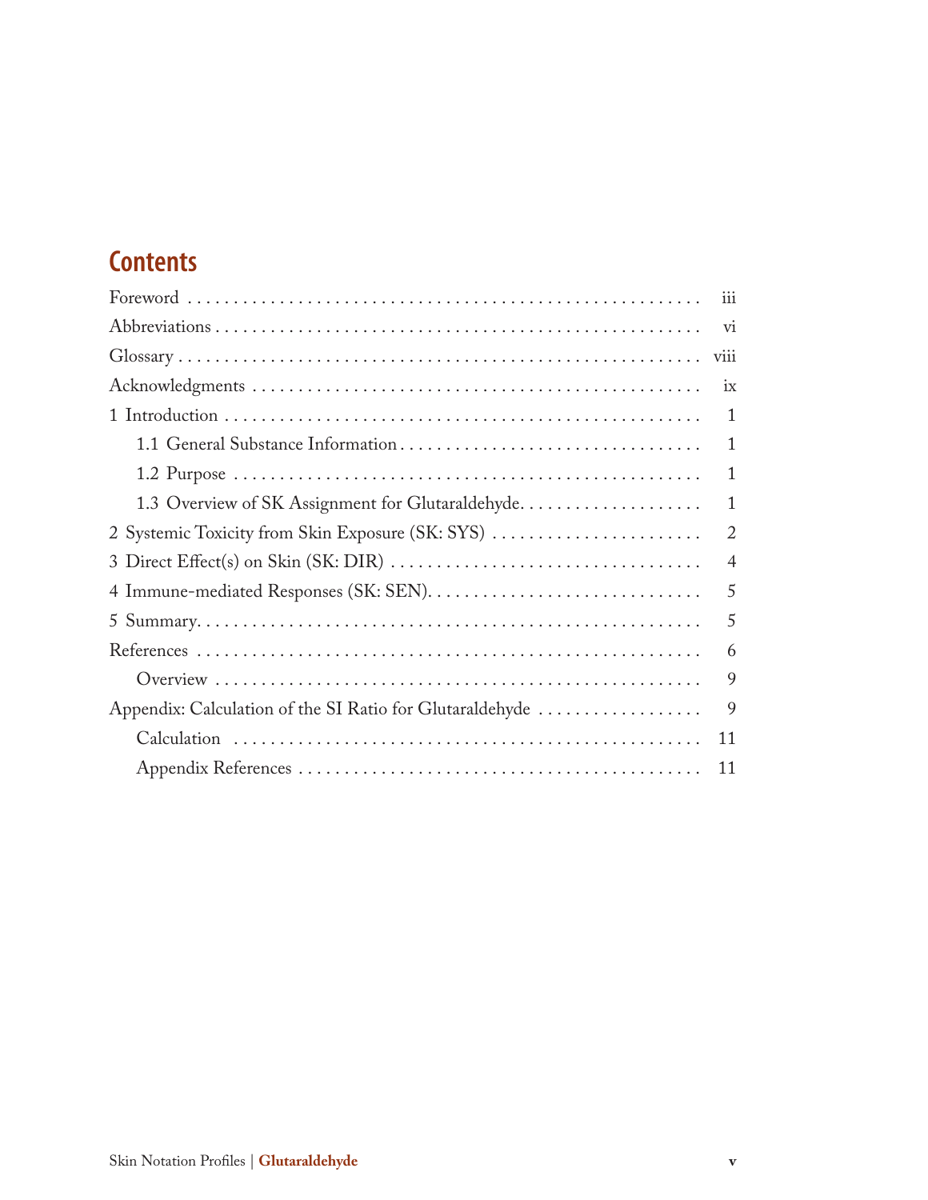# Contents

Foreword . . . . . . . . . . . . . . . . . . . . . . . . . . . . . . . . . . . . . . . . . . . . . . . . . . . . . . iii

Abbreviations . . . . . . . . . . . . . . . . . . . . . . . . . . . . . . . . . . . . . . . . . . . . . . . . . . . vi

Glossary . . . . . . . . . . . . . . . . . . . . . . . . . . . . . . . . . . . . . . . . . . . . . . . . . . . . . viii

Acknowledgments . . . . . . . . . . . . . . . . . . . . . . . . . . . . . . . . . . . . . . . . . . . . . . . ix

1 Introduction . . . . . . . . . . . . . . . . . . . . . . . . . . . . . . . . . . . . . . . . . . . . . . . . . . 1

- 1.1 General Substance Information . . . . . . . . . . . . . . . . . . . . . . . . . . . . . . . . . 1
- 1.2 Purpose . . . . . . . . . . . . . . . . . . . . . . . . . . . . . . . . . . . . . . . . . . . . . . . . . . 1
- 1.3 Overview of SK Assignment for Glutaraldehyde. . . . . . . . . . . . . . . . . . . . 1

2 Systemic Toxicity from Skin Exposure (SK: SYS) . . . . . . . . . . . . . . . . . . . . . . . 2

3 Direct Effect(s) on Skin (SK: DIR) . . . . . . . . . . . . . . . . . . . . . . . . . . . . . . . . . . 4

4 Immune-mediated Responses (SK: SEN). . . . . . . . . . . . . . . . . . . . . . . . . . . . . . 5

5 Summary. . . . . . . . . . . . . . . . . . . . . . . . . . . . . . . . . . . . . . . . . . . . . . . . . . . . . 5

References . . . . . . . . . . . . . . . . . . . . . . . . . . . . . . . . . . . . . . . . . . . . . . . . . . . . . 6

- Overview . . . . . . . . . . . . . . . . . . . . . . . . . . . . . . . . . . . . . . . . . . . . . . . . . . . 9

Appendix: Calculation of the SI Ratio for Glutaraldehyde . . . . . . . . . . . . . . . . . . 9

- Calculation . . . . . . . . . . . . . . . . . . . . . . . . . . . . . . . . . . . . . . . . . . . . . . . . . 11
- Appendix References . . . . . . . . . . . . . . . . . . . . . . . . . . . . . . . . . . . . . . . . . . 11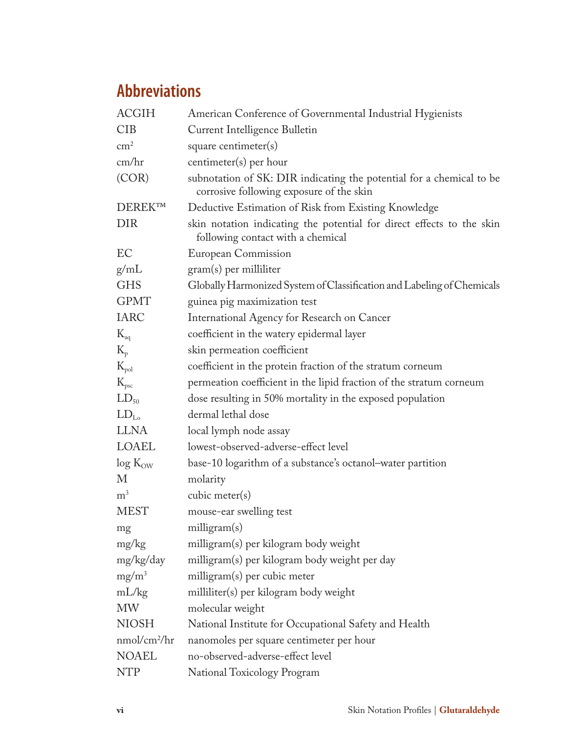## Abbreviations

| | |
|---|---|
| ACGIH | American Conference of Governmental Industrial Hygienists |
| CIB | Current Intelligence Bulletin |
| $cm^2$ | square centimeter(s) |
| cm/hr | centimeter(s) per hour |
| (COR) | subnotation of SK: DIR indicating the potential for a chemical to be corrosive following exposure of the skin |
| DEREK™ | Deductive Estimation of Risk from Existing Knowledge |
| DIR | skin notation indicating the potential for direct effects to the skin following contact with a chemical |
| EC | European Commission |
| g/mL | gram(s) per milliliter |
| GHS | Globally Harmonized System of Classification and Labeling of Chemicals |
| GPMT | guinea pig maximization test |
| IARC | International Agency for Research on Cancer |
| $K_{aq}$ | coefficient in the watery epidermal layer |
| $K_p$ | skin permeation coefficient |
| $K_{pol}$ | coefficient in the protein fraction of the stratum corneum |
| $K_{psc}$ | permeation coefficient in the lipid fraction of the stratum corneum |
| $LD_{50}$ | dose resulting in 50% mortality in the exposed population |
| $LD_{Lo}$ | dermal lethal dose |
| LLNA | local lymph node assay |
| LOAEL | lowest-observed-adverse-effect level |
| log $K_{OW}$ | base-10 logarithm of a substance's octanol–water partition |
| M | molarity |
| $m^3$ | cubic meter(s) |
| MEST | mouse-ear swelling test |
| mg | milligram(s) |
| mg/kg | milligram(s) per kilogram body weight |
| mg/kg/day | milligram(s) per kilogram body weight per day |
| $mg/m^3$ | milligram(s) per cubic meter |
| mL/kg | milliliter(s) per kilogram body weight |
| MW | molecular weight |
| NIOSH | National Institute for Occupational Safety and Health |
| $nmol/cm^2/hr$ | nanomoles per square centimeter per hour |
| NOAEL | no-observed-adverse-effect level |
| NTP | National Toxicology Program |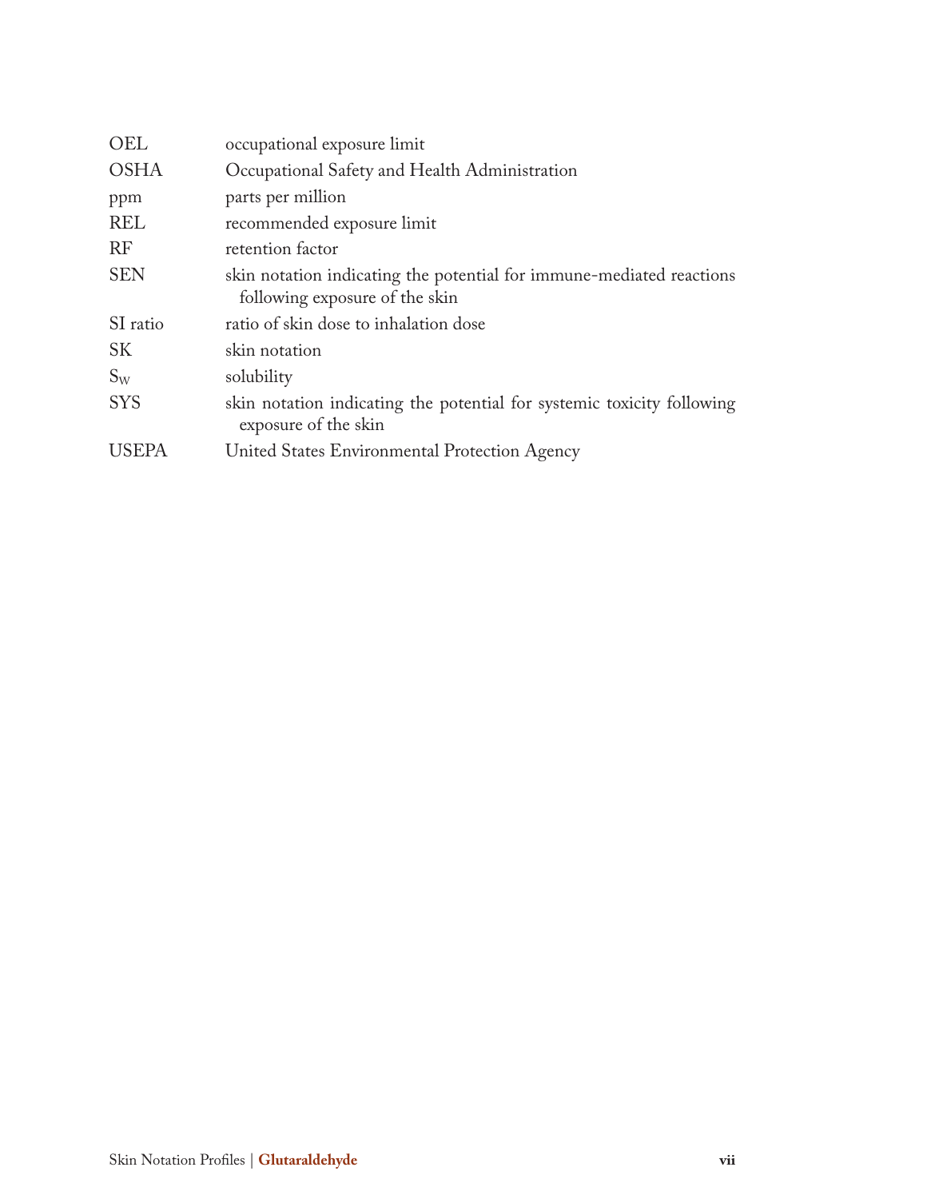| | |
|---|---|
| OEL | occupational exposure limit |
| OSHA | Occupational Safety and Health Administration |
| ppm | parts per million |
| REL | recommended exposure limit |
| RF | retention factor |
| SEN | skin notation indicating the potential for immune-mediated reactions following exposure of the skin |
| SI ratio | ratio of skin dose to inhalation dose |
| SK | skin notation |
| $S_W$ | solubility |
| SYS | skin notation indicating the potential for systemic toxicity following exposure of the skin |
| USEPA | United States Environmental Protection Agency |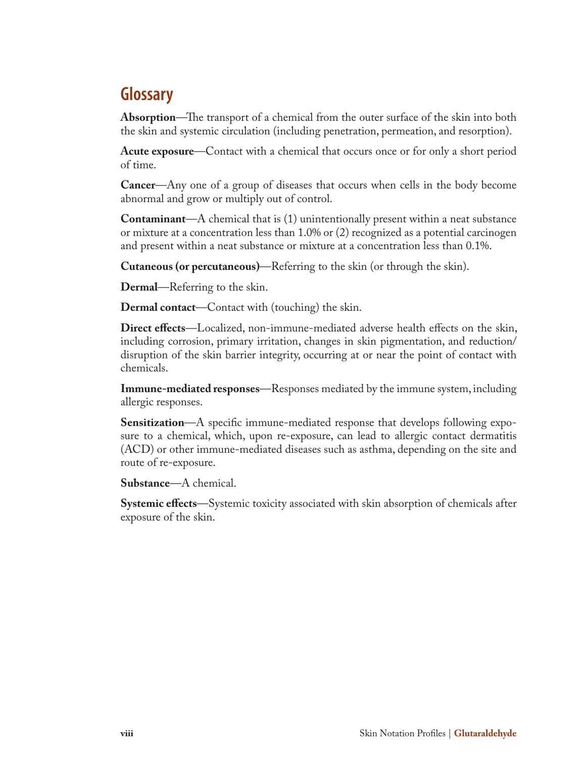## Glossary

**Absorption**—The transport of a chemical from the outer surface of the skin into both the skin and systemic circulation (including penetration, permeation, and resorption).

**Acute exposure**—Contact with a chemical that occurs once or for only a short period of time.

**Cancer**—Any one of a group of diseases that occurs when cells in the body become abnormal and grow or multiply out of control.

**Contaminant**—A chemical that is (1) unintentionally present within a neat substance or mixture at a concentration less than 1.0% or (2) recognized as a potential carcinogen and present within a neat substance or mixture at a concentration less than 0.1%.

**Cutaneous (or percutaneous)**—Referring to the skin (or through the skin).

**Dermal**—Referring to the skin.

**Dermal contact**—Contact with (touching) the skin.

**Direct effects**—Localized, non-immune-mediated adverse health effects on the skin, including corrosion, primary irritation, changes in skin pigmentation, and reduction/disruption of the skin barrier integrity, occurring at or near the point of contact with chemicals.

**Immune-mediated responses**—Responses mediated by the immune system, including allergic responses.

**Sensitization**—A specific immune-mediated response that develops following exposure to a chemical, which, upon re-exposure, can lead to allergic contact dermatitis (ACD) or other immune-mediated diseases such as asthma, depending on the site and route of re-exposure.

**Substance**—A chemical.

**Systemic effects**—Systemic toxicity associated with skin absorption of chemicals after exposure of the skin.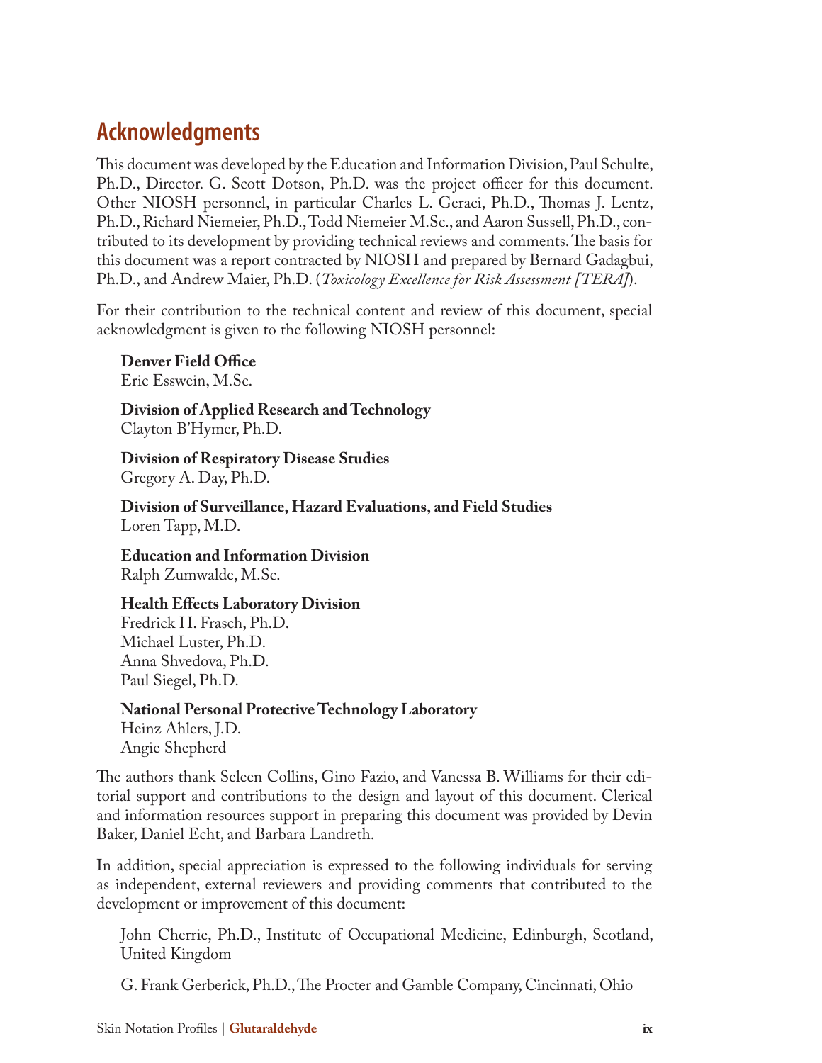## Acknowledgments

This document was developed by the Education and Information Division, Paul Schulte, Ph.D., Director. G. Scott Dotson, Ph.D. was the project officer for this document. Other NIOSH personnel, in particular Charles L. Geraci, Ph.D., Thomas J. Lentz, Ph.D., Richard Niemeier, Ph.D., Todd Niemeier M.Sc., and Aaron Sussell, Ph.D., contributed to its development by providing technical reviews and comments. The basis for this document was a report contracted by NIOSH and prepared by Bernard Gadagbui, Ph.D., and Andrew Maier, Ph.D. (*Toxicology Excellence for Risk Assessment [TERA]*).

For their contribution to the technical content and review of this document, special acknowledgment is given to the following NIOSH personnel:

**Denver Field Office**
Eric Esswein, M.Sc.

**Division of Applied Research and Technology**
Clayton B'Hymer, Ph.D.

**Division of Respiratory Disease Studies**
Gregory A. Day, Ph.D.

**Division of Surveillance, Hazard Evaluations, and Field Studies**
Loren Tapp, M.D.

**Education and Information Division**
Ralph Zumwalde, M.Sc.

**Health Effects Laboratory Division**
Fredrick H. Frasch, Ph.D.
Michael Luster, Ph.D.
Anna Shvedova, Ph.D.
Paul Siegel, Ph.D.

**National Personal Protective Technology Laboratory**
Heinz Ahlers, J.D.
Angie Shepherd

The authors thank Seleen Collins, Gino Fazio, and Vanessa B. Williams for their editorial support and contributions to the design and layout of this document. Clerical and information resources support in preparing this document was provided by Devin Baker, Daniel Echt, and Barbara Landreth.

In addition, special appreciation is expressed to the following individuals for serving as independent, external reviewers and providing comments that contributed to the development or improvement of this document:

John Cherrie, Ph.D., Institute of Occupational Medicine, Edinburgh, Scotland, United Kingdom

G. Frank Gerberick, Ph.D., The Procter and Gamble Company, Cincinnati, Ohio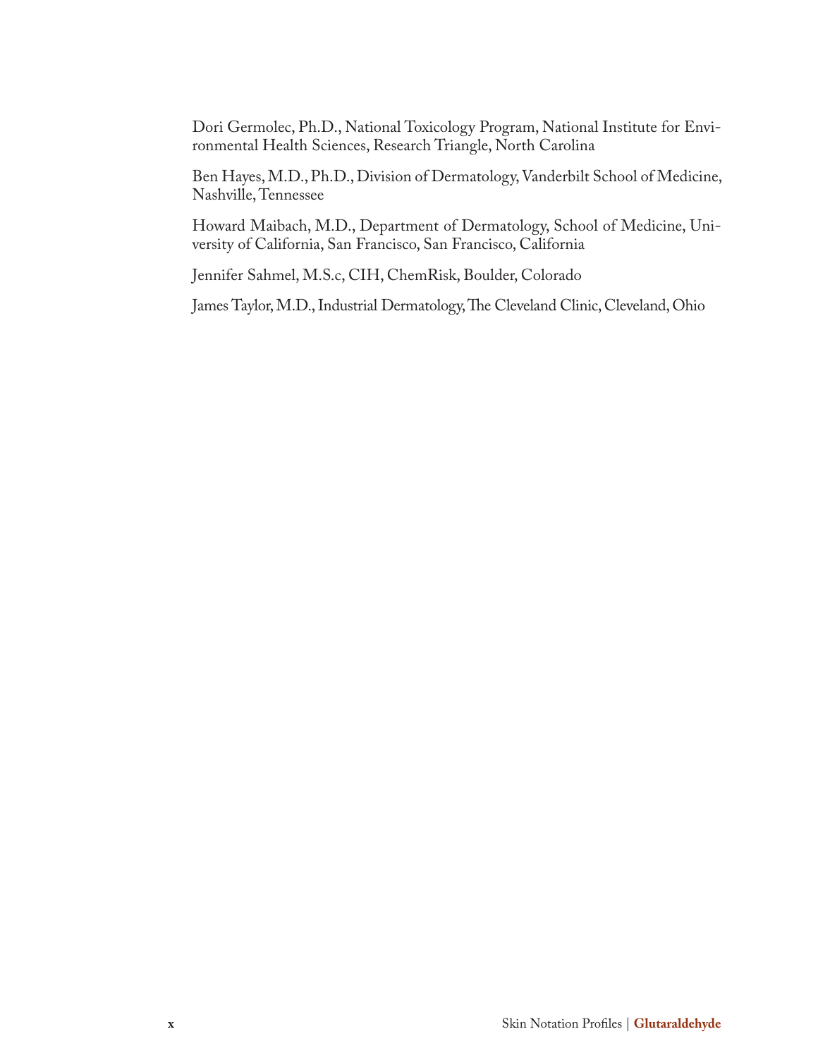Dori Germolec, Ph.D., National Toxicology Program, National Institute for Environmental Health Sciences, Research Triangle, North Carolina

Ben Hayes, M.D., Ph.D., Division of Dermatology, Vanderbilt School of Medicine, Nashville, Tennessee

Howard Maibach, M.D., Department of Dermatology, School of Medicine, University of California, San Francisco, San Francisco, California

Jennifer Sahmel, M.S.c, CIH, ChemRisk, Boulder, Colorado

James Taylor, M.D., Industrial Dermatology, The Cleveland Clinic, Cleveland, Ohio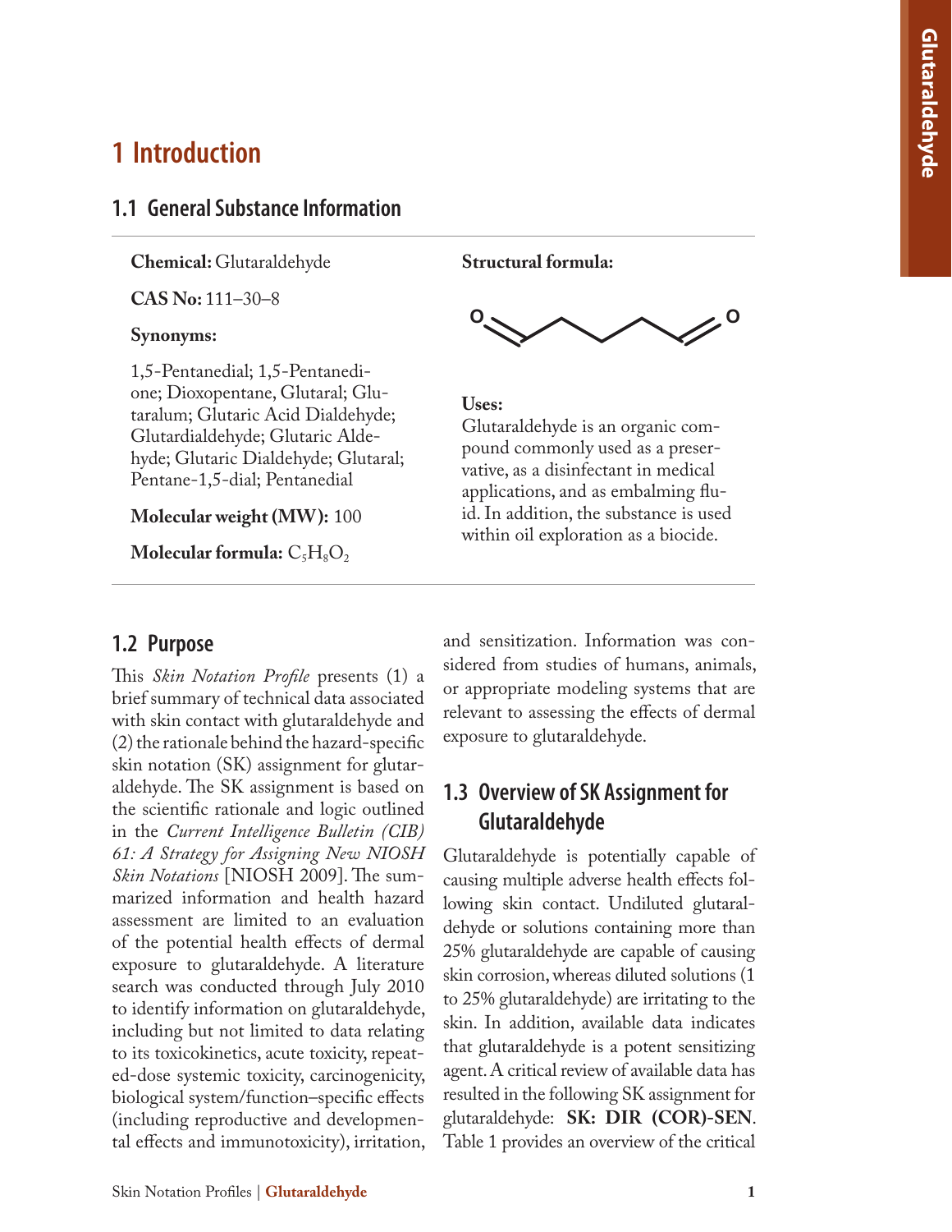# 1 Introduction

## 1.1 General Substance Information

**Chemical:** Glutaraldehyde

**CAS No:** 111–30–8

**Synonyms:**

1,5-Pentanedial; 1,5-Pentanedione; Dioxopentane, Glutaral; Glutaralum; Glutaric Acid Dialdehyde; Glutardialdehyde; Glutaric Aldehyde; Glutaric Dialdehyde; Glutaral; Pentane-1,5-dial; Pentanedial

**Molecular weight (MW):** 100

**Molecular formula:** $C_5H_8O_2$

**Structural formula:**

**Uses:**
Glutaraldehyde is an organic compound commonly used as a preservative, as a disinfectant in medical applications, and as embalming fluid. In addition, the substance is used within oil exploration as a biocide.

## 1.2 Purpose

This *Skin Notation Profile* presents (1) a brief summary of technical data associated with skin contact with glutaraldehyde and (2) the rationale behind the hazard-specific skin notation (SK) assignment for glutaraldehyde. The SK assignment is based on the scientific rationale and logic outlined in the *Current Intelligence Bulletin (CIB) 61: A Strategy for Assigning New NIOSH Skin Notations* [NIOSH 2009]. The summarized information and health hazard assessment are limited to an evaluation of the potential health effects of dermal exposure to glutaraldehyde. A literature search was conducted through July 2010 to identify information on glutaraldehyde, including but not limited to data relating to its toxicokinetics, acute toxicity, repeated-dose systemic toxicity, carcinogenicity, biological system/function–specific effects (including reproductive and developmental effects and immunotoxicity), irritation, and sensitization. Information was considered from studies of humans, animals, or appropriate modeling systems that are relevant to assessing the effects of dermal exposure to glutaraldehyde.

## 1.3 Overview of SK Assignment for Glutaraldehyde

Glutaraldehyde is potentially capable of causing multiple adverse health effects following skin contact. Undiluted glutaraldehyde or solutions containing more than 25% glutaraldehyde are capable of causing skin corrosion, whereas diluted solutions (1 to 25% glutaraldehyde) are irritating to the skin. In addition, available data indicates that glutaraldehyde is a potent sensitizing agent. A critical review of available data has resulted in the following SK assignment for glutaraldehyde: **SK: DIR (COR)-SEN**. Table 1 provides an overview of the critical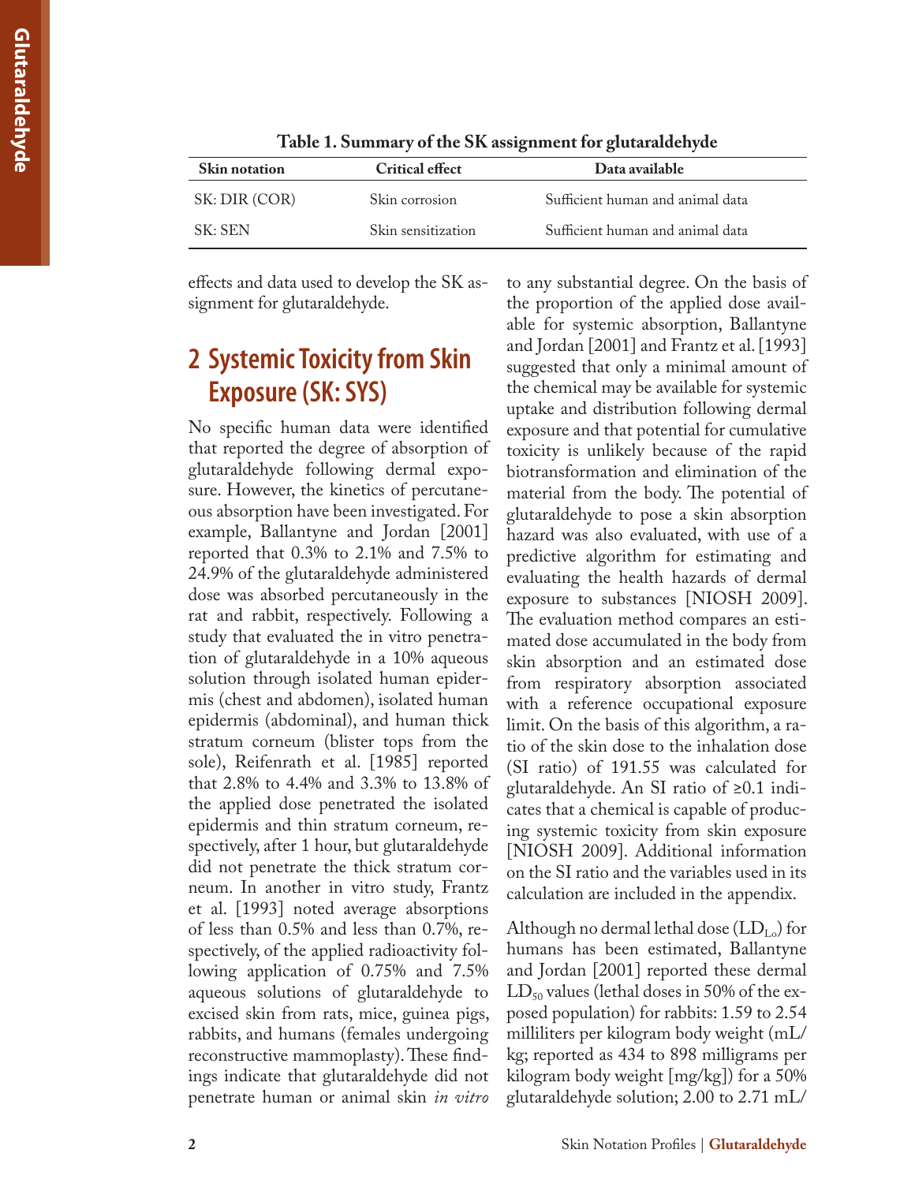**Table 1. Summary of the SK assignment for glutaraldehyde**

| Skin notation | Critical effect | Data available |
|---|---|---|
| SK: DIR (COR) | Skin corrosion | Sufficient human and animal data |
| SK: SEN | Skin sensitization | Sufficient human and animal data |

effects and data used to develop the SK assignment for glutaraldehyde.

## 2 Systemic Toxicity from Skin Exposure (SK: SYS)

No specific human data were identified that reported the degree of absorption of glutaraldehyde following dermal exposure. However, the kinetics of percutaneous absorption have been investigated. For example, Ballantyne and Jordan [2001] reported that 0.3% to 2.1% and 7.5% to 24.9% of the glutaraldehyde administered dose was absorbed percutaneously in the rat and rabbit, respectively. Following a study that evaluated the in vitro penetration of glutaraldehyde in a 10% aqueous solution through isolated human epidermis (chest and abdomen), isolated human epidermis (abdominal), and human thick stratum corneum (blister tops from the sole), Reifenrath et al. [1985] reported that 2.8% to 4.4% and 3.3% to 13.8% of the applied dose penetrated the isolated epidermis and thin stratum corneum, respectively, after 1 hour, but glutaraldehyde did not penetrate the thick stratum corneum. In another in vitro study, Frantz et al. [1993] noted average absorptions of less than 0.5% and less than 0.7%, respectively, of the applied radioactivity following application of 0.75% and 7.5% aqueous solutions of glutaraldehyde to excised skin from rats, mice, guinea pigs, rabbits, and humans (females undergoing reconstructive mammoplasty). These findings indicate that glutaraldehyde did not penetrate human or animal skin *in vitro* to any substantial degree. On the basis of the proportion of the applied dose available for systemic absorption, Ballantyne and Jordan [2001] and Frantz et al. [1993] suggested that only a minimal amount of the chemical may be available for systemic uptake and distribution following dermal exposure and that potential for cumulative toxicity is unlikely because of the rapid biotransformation and elimination of the material from the body. The potential of glutaraldehyde to pose a skin absorption hazard was also evaluated, with use of a predictive algorithm for estimating and evaluating the health hazards of dermal exposure to substances [NIOSH 2009]. The evaluation method compares an estimated dose accumulated in the body from skin absorption and an estimated dose from respiratory absorption associated with a reference occupational exposure limit. On the basis of this algorithm, a ratio of the skin dose to the inhalation dose (SI ratio) of 191.55 was calculated for glutaraldehyde. An SI ratio of ≥0.1 indicates that a chemical is capable of producing systemic toxicity from skin exposure [NIOSH 2009]. Additional information on the SI ratio and the variables used in its calculation are included in the appendix.

Although no dermal lethal dose ($LD_{Lo}$) for humans has been estimated, Ballantyne and Jordan [2001] reported these dermal $LD_{50}$ values (lethal doses in 50% of the exposed population) for rabbits: 1.59 to 2.54 milliliters per kilogram body weight (mL/kg; reported as 434 to 898 milligrams per kilogram body weight [mg/kg]) for a 50% glutaraldehyde solution; 2.00 to 2.71 mL/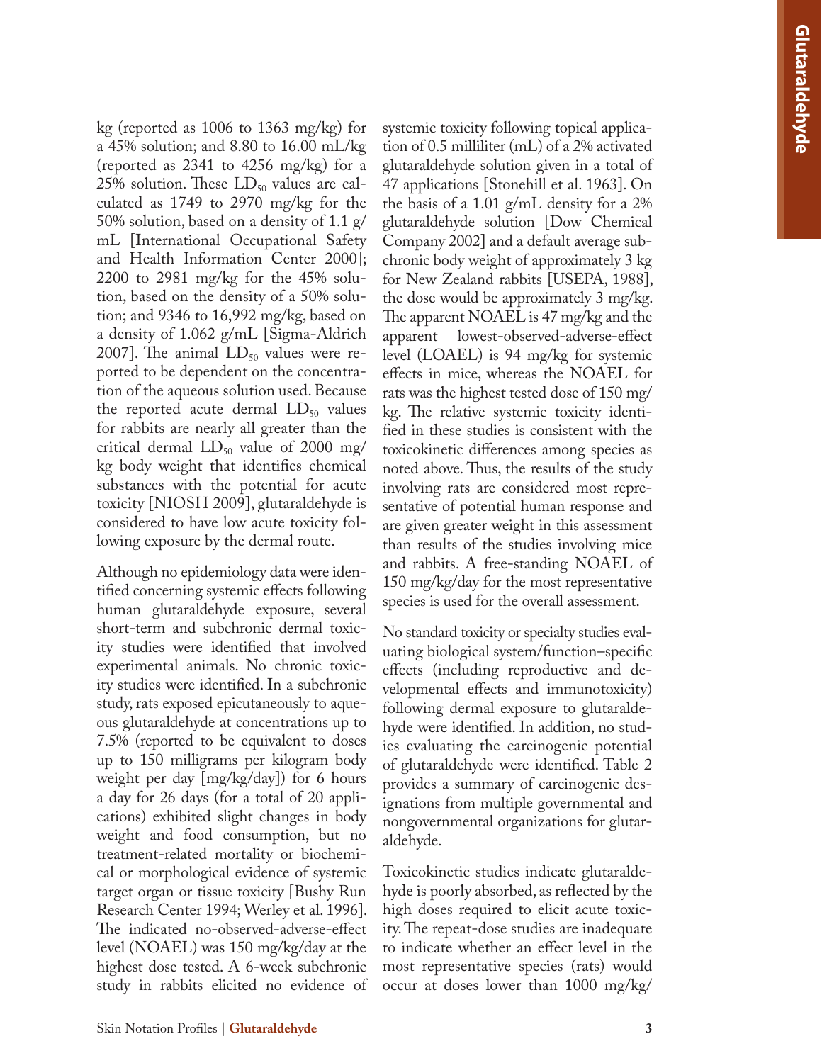kg (reported as 1006 to 1363 mg/kg) for a 45% solution; and 8.80 to 16.00 mL/kg (reported as 2341 to 4256 mg/kg) for a 25% solution. These $LD_{50}$ values are calculated as 1749 to 2970 mg/kg for the 50% solution, based on a density of 1.1 g/mL [International Occupational Safety and Health Information Center 2000]; 2200 to 2981 mg/kg for the 45% solution, based on the density of a 50% solution; and 9346 to 16,992 mg/kg, based on a density of 1.062 g/mL [Sigma-Aldrich 2007]. The animal $LD_{50}$ values were reported to be dependent on the concentration of the aqueous solution used. Because the reported acute dermal $LD_{50}$ values for rabbits are nearly all greater than the critical dermal $LD_{50}$ value of 2000 mg/kg body weight that identifies chemical substances with the potential for acute toxicity [NIOSH 2009], glutaraldehyde is considered to have low acute toxicity following exposure by the dermal route.

Although no epidemiology data were identified concerning systemic effects following human glutaraldehyde exposure, several short-term and subchronic dermal toxicity studies were identified that involved experimental animals. No chronic toxicity studies were identified. In a subchronic study, rats exposed epicutaneously to aqueous glutaraldehyde at concentrations up to 7.5% (reported to be equivalent to doses up to 150 milligrams per kilogram body weight per day [mg/kg/day]) for 6 hours a day for 26 days (for a total of 20 applications) exhibited slight changes in body weight and food consumption, but no treatment-related mortality or biochemical or morphological evidence of systemic target organ or tissue toxicity [Bushy Run Research Center 1994; Werley et al. 1996]. The indicated no-observed-adverse-effect level (NOAEL) was 150 mg/kg/day at the highest dose tested. A 6-week subchronic study in rabbits elicited no evidence of systemic toxicity following topical application of 0.5 milliliter (mL) of a 2% activated glutaraldehyde solution given in a total of 47 applications [Stonehill et al. 1963]. On the basis of a 1.01 g/mL density for a 2% glutaraldehyde solution [Dow Chemical Company 2002] and a default average subchronic body weight of approximately 3 kg for New Zealand rabbits [USEPA, 1988], the dose would be approximately 3 mg/kg. The apparent NOAEL is 47 mg/kg and the apparent lowest-observed-adverse-effect level (LOAEL) is 94 mg/kg for systemic effects in mice, whereas the NOAEL for rats was the highest tested dose of 150 mg/kg. The relative systemic toxicity identified in these studies is consistent with the toxicokinetic differences among species as noted above. Thus, the results of the study involving rats are considered most representative of potential human response and are given greater weight in this assessment than results of the studies involving mice and rabbits. A free-standing NOAEL of 150 mg/kg/day for the most representative species is used for the overall assessment.

No standard toxicity or specialty studies evaluating biological system/function–specific effects (including reproductive and developmental effects and immunotoxicity) following dermal exposure to glutaraldehyde were identified. In addition, no studies evaluating the carcinogenic potential of glutaraldehyde were identified. Table 2 provides a summary of carcinogenic designations from multiple governmental and nongovernmental organizations for glutaraldehyde.

Toxicokinetic studies indicate glutaraldehyde is poorly absorbed, as reflected by the high doses required to elicit acute toxicity. The repeat-dose studies are inadequate to indicate whether an effect level in the most representative species (rats) would occur at doses lower than 1000 mg/kg/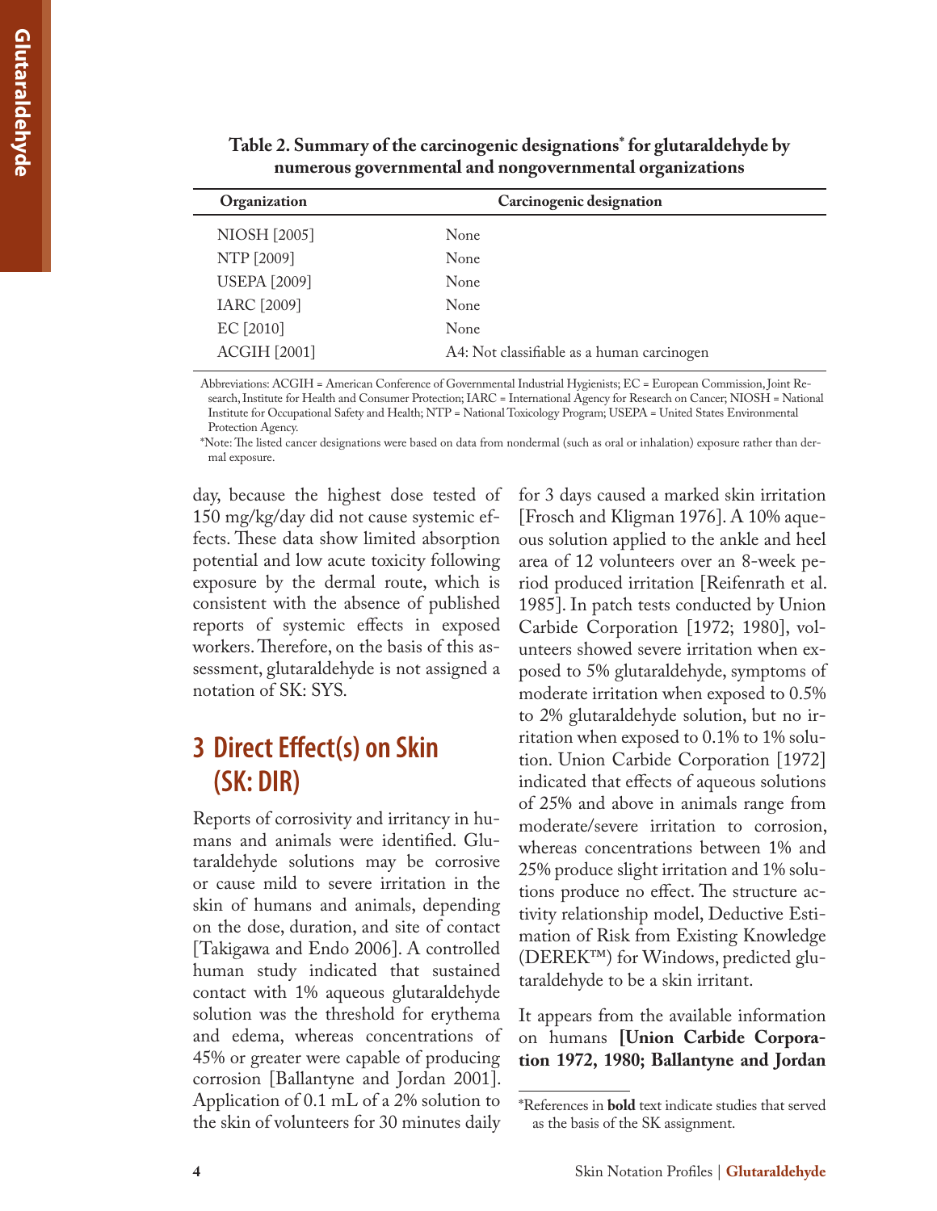**Table 2. Summary of the carcinogenic designations* for glutaraldehyde by numerous governmental and nongovernmental organizations**

| Organization | Carcinogenic designation |
|---|---|
| NIOSH [2005] | None |
| NTP [2009] | None |
| USEPA [2009] | None |
| IARC [2009] | None |
| EC [2010] | None |
| ACGIH [2001] | A4: Not classifiable as a human carcinogen |

Abbreviations: ACGIH = American Conference of Governmental Industrial Hygienists; EC = European Commission, Joint Research, Institute for Health and Consumer Protection; IARC = International Agency for Research on Cancer; NIOSH = National Institute for Occupational Safety and Health; NTP = National Toxicology Program; USEPA = United States Environmental Protection Agency.

*Note: The listed cancer designations were based on data from nondermal (such as oral or inhalation) exposure rather than dermal exposure.

day, because the highest dose tested of 150 mg/kg/day did not cause systemic effects. These data show limited absorption potential and low acute toxicity following exposure by the dermal route, which is consistent with the absence of published reports of systemic effects in exposed workers. Therefore, on the basis of this assessment, glutaraldehyde is not assigned a notation of SK: SYS.

## 3 Direct Effect(s) on Skin (SK: DIR)

Reports of corrosivity and irritancy in humans and animals were identified. Glutaraldehyde solutions may be corrosive or cause mild to severe irritation in the skin of humans and animals, depending on the dose, duration, and site of contact [Takigawa and Endo 2006]. A controlled human study indicated that sustained contact with 1% aqueous glutaraldehyde solution was the threshold for erythema and edema, whereas concentrations of 45% or greater were capable of producing corrosion [Ballantyne and Jordan 2001]. Application of 0.1 mL of a 2% solution to the skin of volunteers for 30 minutes daily for 3 days caused a marked skin irritation [Frosch and Kligman 1976]. A 10% aqueous solution applied to the ankle and heel area of 12 volunteers over an 8-week period produced irritation [Reifenrath et al. 1985]. In patch tests conducted by Union Carbide Corporation [1972; 1980], volunteers showed severe irritation when exposed to 5% glutaraldehyde, symptoms of moderate irritation when exposed to 0.5% to 2% glutaraldehyde solution, but no irritation when exposed to 0.1% to 1% solution. Union Carbide Corporation [1972] indicated that effects of aqueous solutions of 25% and above in animals range from moderate/severe irritation to corrosion, whereas concentrations between 1% and 25% produce slight irritation and 1% solutions produce no effect. The structure activity relationship model, Deductive Estimation of Risk from Existing Knowledge (DEREK™) for Windows, predicted glutaraldehyde to be a skin irritant.

It appears from the available information on humans **[Union Carbide Corporation 1972, 1980; Ballantyne and Jordan**

*References in **bold** text indicate studies that served as the basis of the SK assignment.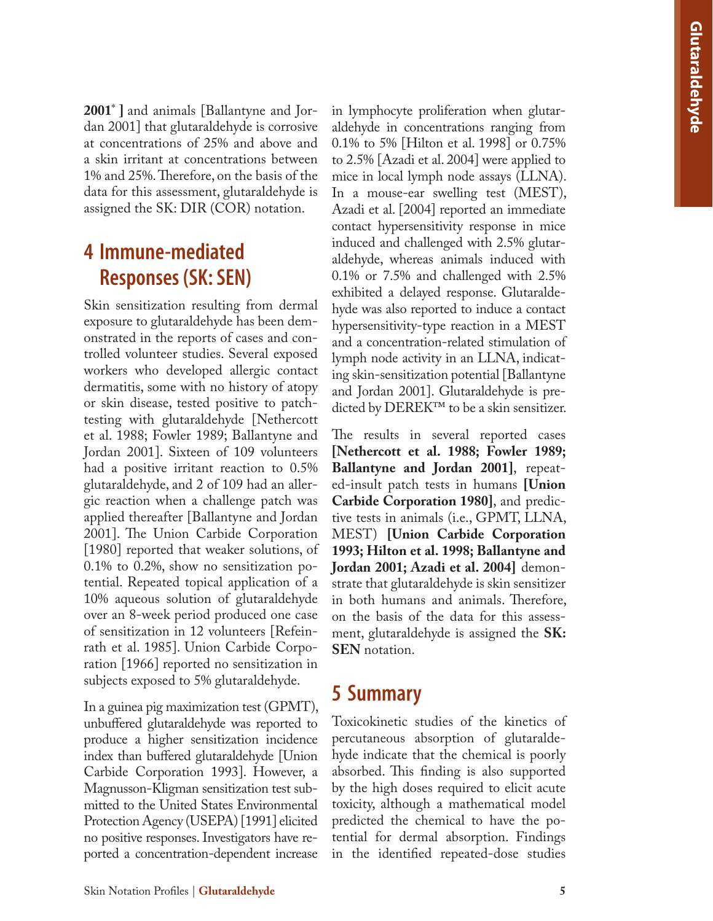**2001[*] ]** and animals [Ballantyne and Jordan 2001] that glutaraldehyde is corrosive at concentrations of 25% and above and a skin irritant at concentrations between 1% and 25%. Therefore, on the basis of the data for this assessment, glutaraldehyde is assigned the SK: DIR (COR) notation.

## 4 Immune-mediated Responses (SK: SEN)

Skin sensitization resulting from dermal exposure to glutaraldehyde has been demonstrated in the reports of cases and controlled volunteer studies. Several exposed workers who developed allergic contact dermatitis, some with no history of atopy or skin disease, tested positive to patch-testing with glutaraldehyde [Nethercott et al. 1988; Fowler 1989; Ballantyne and Jordan 2001]. Sixteen of 109 volunteers had a positive irritant reaction to 0.5% glutaraldehyde, and 2 of 109 had an allergic reaction when a challenge patch was applied thereafter [Ballantyne and Jordan 2001]. The Union Carbide Corporation [1980] reported that weaker solutions, of 0.1% to 0.2%, show no sensitization potential. Repeated topical application of a 10% aqueous solution of glutaraldehyde over an 8-week period produced one case of sensitization in 12 volunteers [Refeinrath et al. 1985]. Union Carbide Corporation [1966] reported no sensitization in subjects exposed to 5% glutaraldehyde.

In a guinea pig maximization test (GPMT), unbuffered glutaraldehyde was reported to produce a higher sensitization incidence index than buffered glutaraldehyde [Union Carbide Corporation 1993]. However, a Magnusson-Kligman sensitization test submitted to the United States Environmental Protection Agency (USEPA) [1991] elicited no positive responses. Investigators have reported a concentration-dependent increase in lymphocyte proliferation when glutaraldehyde in concentrations ranging from 0.1% to 5% [Hilton et al. 1998] or 0.75% to 2.5% [Azadi et al. 2004] were applied to mice in local lymph node assays (LLNA). In a mouse-ear swelling test (MEST), Azadi et al. [2004] reported an immediate contact hypersensitivity response in mice induced and challenged with 2.5% glutaraldehyde, whereas animals induced with 0.1% or 7.5% and challenged with 2.5% exhibited a delayed response. Glutaraldehyde was also reported to induce a contact hypersensitivity-type reaction in a MEST and a concentration-related stimulation of lymph node activity in an LLNA, indicating skin-sensitization potential [Ballantyne and Jordan 2001]. Glutaraldehyde is predicted by DEREK™ to be a skin sensitizer.

The results in several reported cases **[Nethercott et al. 1988; Fowler 1989; Ballantyne and Jordan 2001]**, repeated-insult patch tests in humans **[Union Carbide Corporation 1980]**, and predictive tests in animals (i.e., GPMT, LLNA, MEST) **[Union Carbide Corporation 1993; Hilton et al. 1998; Ballantyne and Jordan 2001; Azadi et al. 2004]** demonstrate that glutaraldehyde is skin sensitizer in both humans and animals. Therefore, on the basis of the data for this assessment, glutaraldehyde is assigned the **SK: SEN** notation.

## 5 Summary

Toxicokinetic studies of the kinetics of percutaneous absorption of glutaraldehyde indicate that the chemical is poorly absorbed. This finding is also supported by the high doses required to elicit acute toxicity, although a mathematical model predicted the chemical to have the potential for dermal absorption. Findings in the identified repeated-dose studies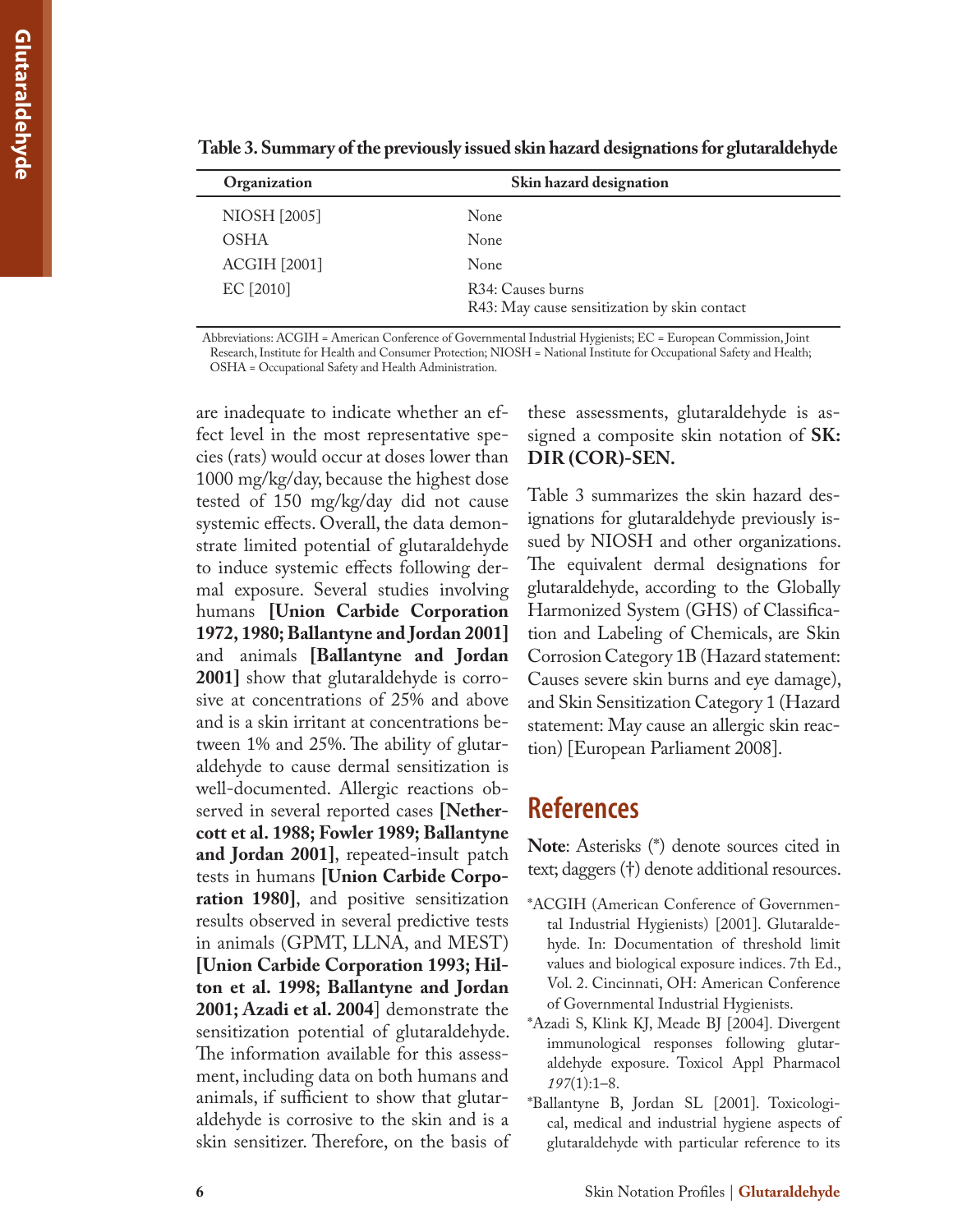**Table 3. Summary of the previously issued skin hazard designations for glutaraldehyde**

| Organization | Skin hazard designation |
|---|---|
| NIOSH [2005] | None |
| OSHA | None |
| ACGIH [2001] | None |
| EC [2010] | R34: Causes burns<br>R43: May cause sensitization by skin contact |

Abbreviations: ACGIH = American Conference of Governmental Industrial Hygienists; EC = European Commission, Joint Research, Institute for Health and Consumer Protection; NIOSH = National Institute for Occupational Safety and Health; OSHA = Occupational Safety and Health Administration.

are inadequate to indicate whether an effect level in the most representative species (rats) would occur at doses lower than 1000 mg/kg/day, because the highest dose tested of 150 mg/kg/day did not cause systemic effects. Overall, the data demonstrate limited potential of glutaraldehyde to induce systemic effects following dermal exposure. Several studies involving humans **[Union Carbide Corporation 1972, 1980; Ballantyne and Jordan 2001]** and animals **[Ballantyne and Jordan 2001]** show that glutaraldehyde is corrosive at concentrations of 25% and above and is a skin irritant at concentrations between 1% and 25%. The ability of glutaraldehyde to cause dermal sensitization is well-documented. Allergic reactions observed in several reported cases **[Nethercott et al. 1988; Fowler 1989; Ballantyne and Jordan 2001]**, repeated-insult patch tests in humans **[Union Carbide Corporation 1980]**, and positive sensitization results observed in several predictive tests in animals (GPMT, LLNA, and MEST) **[Union Carbide Corporation 1993; Hilton et al. 1998; Ballantyne and Jordan 2001; Azadi et al. 2004]** demonstrate the sensitization potential of glutaraldehyde. The information available for this assessment, including data on both humans and animals, if sufficient to show that glutaraldehyde is corrosive to the skin and is a skin sensitizer. Therefore, on the basis of these assessments, glutaraldehyde is assigned a composite skin notation of **SK: DIR (COR)-SEN.**

Table 3 summarizes the skin hazard designations for glutaraldehyde previously issued by NIOSH and other organizations. The equivalent dermal designations for glutaraldehyde, according to the Globally Harmonized System (GHS) of Classification and Labeling of Chemicals, are Skin Corrosion Category 1B (Hazard statement: Causes severe skin burns and eye damage), and Skin Sensitization Category 1 (Hazard statement: May cause an allergic skin reaction) [European Parliament 2008].

## References

**Note**: Asterisks (*) denote sources cited in text; daggers (†) denote additional resources.

*ACGIH (American Conference of Governmental Industrial Hygienists) [2001]. Glutaraldehyde. In: Documentation of threshold limit values and biological exposure indices. 7th Ed., Vol. 2. Cincinnati, OH: American Conference of Governmental Industrial Hygienists.

*Azadi S, Klink KJ, Meade BJ [2004]. Divergent immunological responses following glutaraldehyde exposure. Toxicol Appl Pharmacol *197*(1):1–8.

*Ballantyne B, Jordan SL [2001]. Toxicological, medical and industrial hygiene aspects of glutaraldehyde with particular reference to its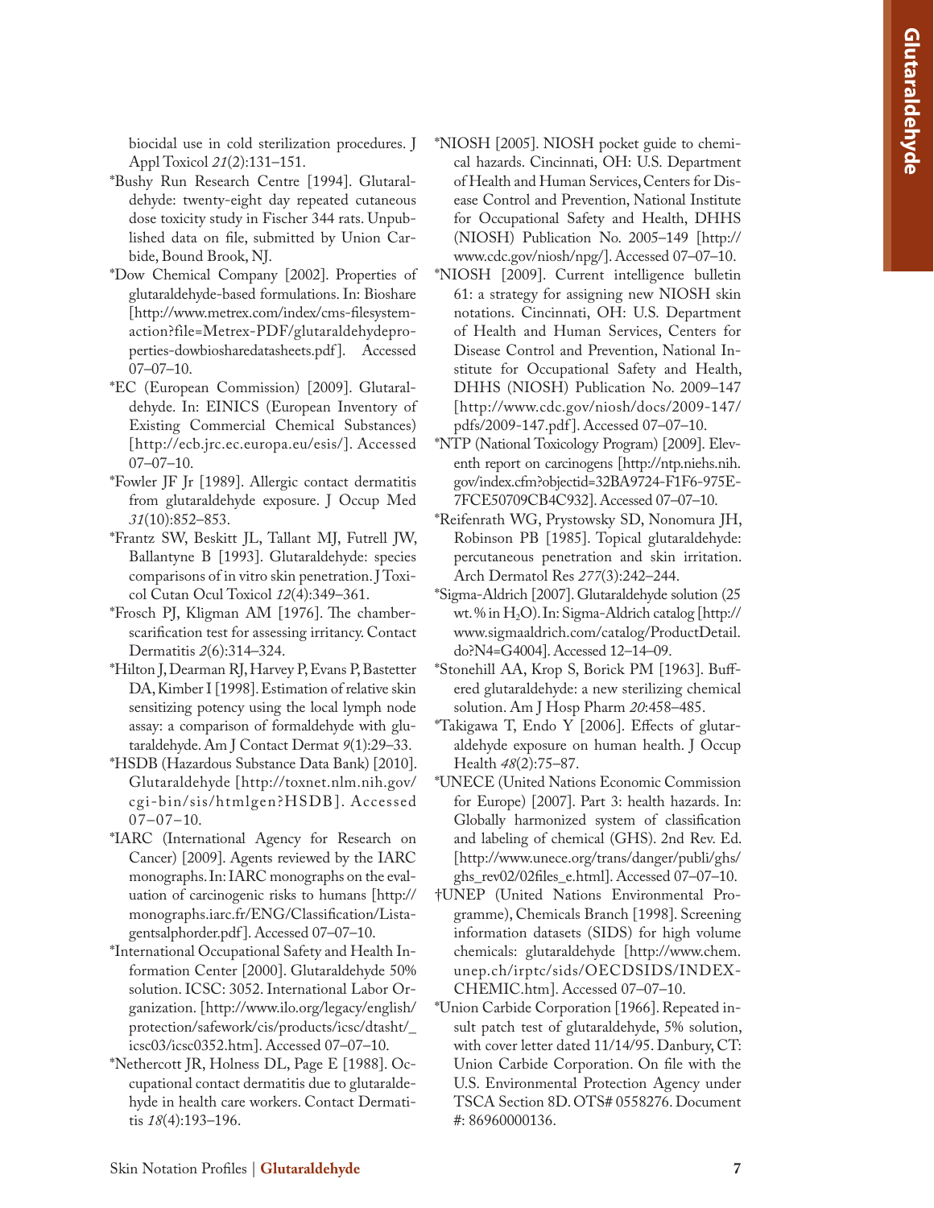biocidal use in cold sterilization procedures. J Appl Toxicol *21*(2):131–151.

*Bushy Run Research Centre [1994]. Glutaraldehyde: twenty-eight day repeated cutaneous dose toxicity study in Fischer 344 rats. Unpublished data on file, submitted by Union Carbide, Bound Brook, NJ.

*Dow Chemical Company [2002]. Properties of glutaraldehyde-based formulations. In: Bioshare [http://www.metrex.com/index/cms-filesystem-action?file=Metrex-PDF/glutaraldehydeproperties-dowbiosharedatasheets.pdf]. Accessed 07–07–10.

*EC (European Commission) [2009]. Glutaraldehyde. In: EINICS (European Inventory of Existing Commercial Chemical Substances) [http://ecb.jrc.ec.europa.eu/esis/]. Accessed 07–07–10.

*Fowler JF Jr [1989]. Allergic contact dermatitis from glutaraldehyde exposure. J Occup Med *31*(10):852–853.

*Frantz SW, Beskitt JL, Tallant MJ, Futrell JW, Ballantyne B [1993]. Glutaraldehyde: species comparisons of in vitro skin penetration. J Toxicol Cutan Ocul Toxicol *12*(4):349–361.

*Frosch PJ, Kligman AM [1976]. The chamber-scarification test for assessing irritancy. Contact Dermatitis *2*(6):314–324.

*Hilton J, Dearman RJ, Harvey P, Evans P, Bastetter DA, Kimber I [1998]. Estimation of relative skin sensitizing potency using the local lymph node assay: a comparison of formaldehyde with glutaraldehyde. Am J Contact Dermat *9*(1):29–33.

*HSDB (Hazardous Substance Data Bank) [2010]. Glutaraldehyde [http://toxnet.nlm.nih.gov/cgi-bin/sis/htmlgen?HSDB]. Accessed 07–07–10.

*IARC (International Agency for Research on Cancer) [2009]. Agents reviewed by the IARC monographs. In: IARC monographs on the evaluation of carcinogenic risks to humans [http://monographs.iarc.fr/ENG/Classification/Listagentsalphorder.pdf]. Accessed 07–07–10.

*International Occupational Safety and Health Information Center [2000]. Glutaraldehyde 50% solution. ICSC: 3052. International Labor Organization. [http://www.ilo.org/legacy/english/protection/safework/cis/products/icsc/dtasht/_icsc03/icsc0352.htm]. Accessed 07–07–10.

*Nethercott JR, Holness DL, Page E [1988]. Occupational contact dermatitis due to glutaraldehyde in health care workers. Contact Dermatitis *18*(4):193–196.

*NIOSH [2005]. NIOSH pocket guide to chemical hazards. Cincinnati, OH: U.S. Department of Health and Human Services, Centers for Disease Control and Prevention, National Institute for Occupational Safety and Health, DHHS (NIOSH) Publication No. 2005–149 [http://www.cdc.gov/niosh/npg/]. Accessed 07–07–10.

*NIOSH [2009]. Current intelligence bulletin 61: a strategy for assigning new NIOSH skin notations. Cincinnati, OH: U.S. Department of Health and Human Services, Centers for Disease Control and Prevention, National Institute for Occupational Safety and Health, DHHS (NIOSH) Publication No. 2009–147 [http://www.cdc.gov/niosh/docs/2009-147/pdfs/2009-147.pdf]. Accessed 07–07–10.

*NTP (National Toxicology Program) [2009]. Eleventh report on carcinogens [http://ntp.niehs.nih.gov/index.cfm?objectid=32BA9724-F1F6-975E-7FCE50709CB4C932]. Accessed 07–07–10.

*Reifenrath WG, Prystowsky SD, Nonomura JH, Robinson PB [1985]. Topical glutaraldehyde: percutaneous penetration and skin irritation. Arch Dermatol Res *277*(3):242–244.

*Sigma-Aldrich [2007]. Glutaraldehyde solution (25 wt.% in $H_2O$). In: Sigma-Aldrich catalog [http://www.sigmaaldrich.com/catalog/ProductDetail.do?N4=G4004]. Accessed 12–14–09.

*Stonehill AA, Krop S, Borick PM [1963]. Buffered glutaraldehyde: a new sterilizing chemical solution. Am J Hosp Pharm *20*:458–485.

*Takigawa T, Endo Y [2006]. Effects of glutaraldehyde exposure on human health. J Occup Health *48*(2):75–87.

*UNECE (United Nations Economic Commission for Europe) [2007]. Part 3: health hazards. In: Globally harmonized system of classification and labeling of chemical (GHS). 2nd Rev. Ed. [http://www.unece.org/trans/danger/publi/ghs/ghs_rev02/02files_e.html]. Accessed 07–07–10.

†UNEP (United Nations Environmental Programme), Chemicals Branch [1998]. Screening information datasets (SIDS) for high volume chemicals: glutaraldehyde [http://www.chem.unep.ch/irptc/sids/OECDSIDS/INDEXCHEMIC.htm]. Accessed 07–07–10.

*Union Carbide Corporation [1966]. Repeated insult patch test of glutaraldehyde, 5% solution, with cover letter dated 11/14/95. Danbury, CT: Union Carbide Corporation. On file with the U.S. Environmental Protection Agency under TSCA Section 8D. OTS# 0558276. Document #: 86960000136.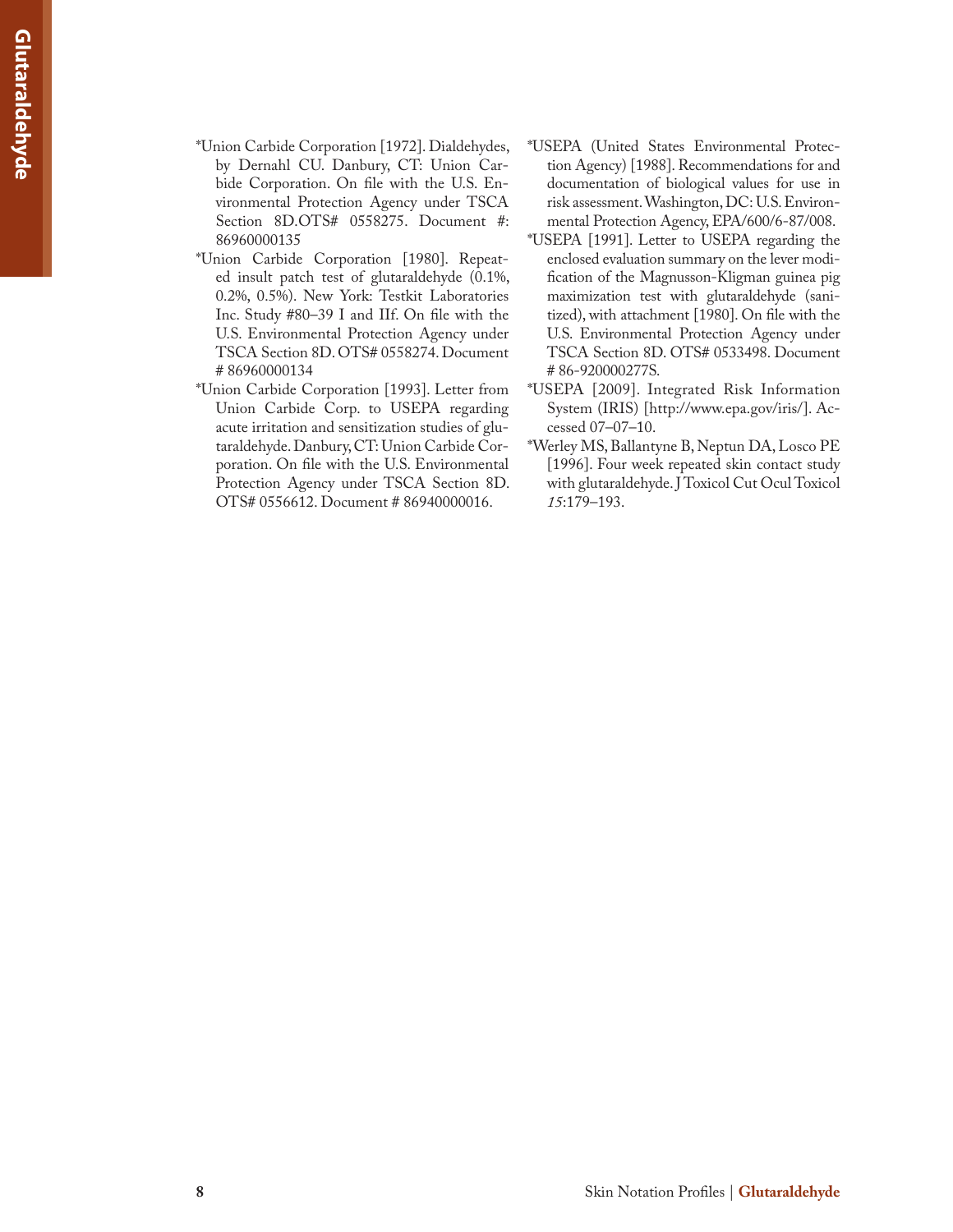*Union Carbide Corporation [1972]. Dialdehydes, by Dernahl CU. Danbury, CT: Union Carbide Corporation. On file with the U.S. Environmental Protection Agency under TSCA Section 8D.OTS# 0558275. Document #: 86960000135

*Union Carbide Corporation [1980]. Repeated insult patch test of glutaraldehyde (0.1%, 0.2%, 0.5%). New York: Testkit Laboratories Inc. Study #80–39 I and IIf. On file with the U.S. Environmental Protection Agency under TSCA Section 8D. OTS# 0558274. Document # 86960000134

*Union Carbide Corporation [1993]. Letter from Union Carbide Corp. to USEPA regarding acute irritation and sensitization studies of glutaraldehyde. Danbury, CT: Union Carbide Corporation. On file with the U.S. Environmental Protection Agency under TSCA Section 8D. OTS# 0556612. Document # 86940000016.

*USEPA (United States Environmental Protection Agency) [1988]. Recommendations for and documentation of biological values for use in risk assessment. Washington, DC: U.S. Environmental Protection Agency, EPA/600/6-87/008.

*USEPA [1991]. Letter to USEPA regarding the enclosed evaluation summary on the lever modification of the Magnusson-Kligman guinea pig maximization test with glutaraldehyde (sanitized), with attachment [1980]. On file with the U.S. Environmental Protection Agency under TSCA Section 8D. OTS# 0533498. Document # 86-920000277S.

*USEPA [2009]. Integrated Risk Information System (IRIS) [http://www.epa.gov/iris/]. Accessed 07–07–10.

*Werley MS, Ballantyne B, Neptun DA, Losco PE [1996]. Four week repeated skin contact study with glutaraldehyde. J Toxicol Cut Ocul Toxicol *15*:179–193.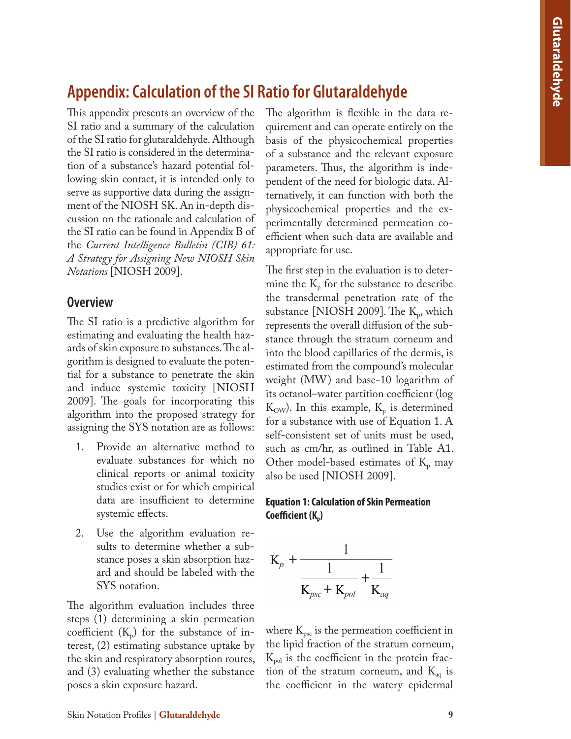# Appendix: Calculation of the SI Ratio for Glutaraldehyde

This appendix presents an overview of the SI ratio and a summary of the calculation of the SI ratio for glutaraldehyde. Although the SI ratio is considered in the determination of a substance's hazard potential following skin contact, it is intended only to serve as supportive data during the assignment of the NIOSH SK. An in-depth discussion on the rationale and calculation of the SI ratio can be found in Appendix B of the *Current Intelligence Bulletin (CIB) 61: A Strategy for Assigning New NIOSH Skin Notations* [NIOSH 2009].

## Overview

The SI ratio is a predictive algorithm for estimating and evaluating the health hazards of skin exposure to substances. The algorithm is designed to evaluate the potential for a substance to penetrate the skin and induce systemic toxicity [NIOSH 2009]. The goals for incorporating this algorithm into the proposed strategy for assigning the SYS notation are as follows:

1. Provide an alternative method to evaluate substances for which no clinical reports or animal toxicity studies exist or for which empirical data are insufficient to determine systemic effects.
2. Use the algorithm evaluation results to determine whether a substance poses a skin absorption hazard and should be labeled with the SYS notation.

The algorithm evaluation includes three steps (1) determining a skin permeation coefficient ($K_p$) for the substance of interest, (2) estimating substance uptake by the skin and respiratory absorption routes, and (3) evaluating whether the substance poses a skin exposure hazard.

The algorithm is flexible in the data requirement and can operate entirely on the basis of the physicochemical properties of a substance and the relevant exposure parameters. Thus, the algorithm is independent of the need for biologic data. Alternatively, it can function with both the physicochemical properties and the experimentally determined permeation coefficient when such data are available and appropriate for use.

The first step in the evaluation is to determine the $K_p$ for the substance to describe the transdermal penetration rate of the substance [NIOSH 2009]. The $K_p$, which represents the overall diffusion of the substance through the stratum corneum and into the blood capillaries of the dermis, is estimated from the compound's molecular weight (MW) and base-10 logarithm of its octanol–water partition coefficient (log $K_{OW}$). In this example, $K_p$ is determined for a substance with use of Equation 1. A self-consistent set of units must be used, such as cm/hr, as outlined in Table A1. Other model-based estimates of $K_p$ may also be used [NIOSH 2009].

**Equation 1: Calculation of Skin Permeation Coefficient ($K_p$)**

$$K_p + \frac{1}{\dfrac{1}{K_{psc} + K_{pol}} + \dfrac{1}{K_{aq}}}$$

where $K_{psc}$ is the permeation coefficient in the lipid fraction of the stratum corneum, $K_{pol}$ is the coefficient in the protein fraction of the stratum corneum, and $K_{aq}$ is the coefficient in the watery epidermal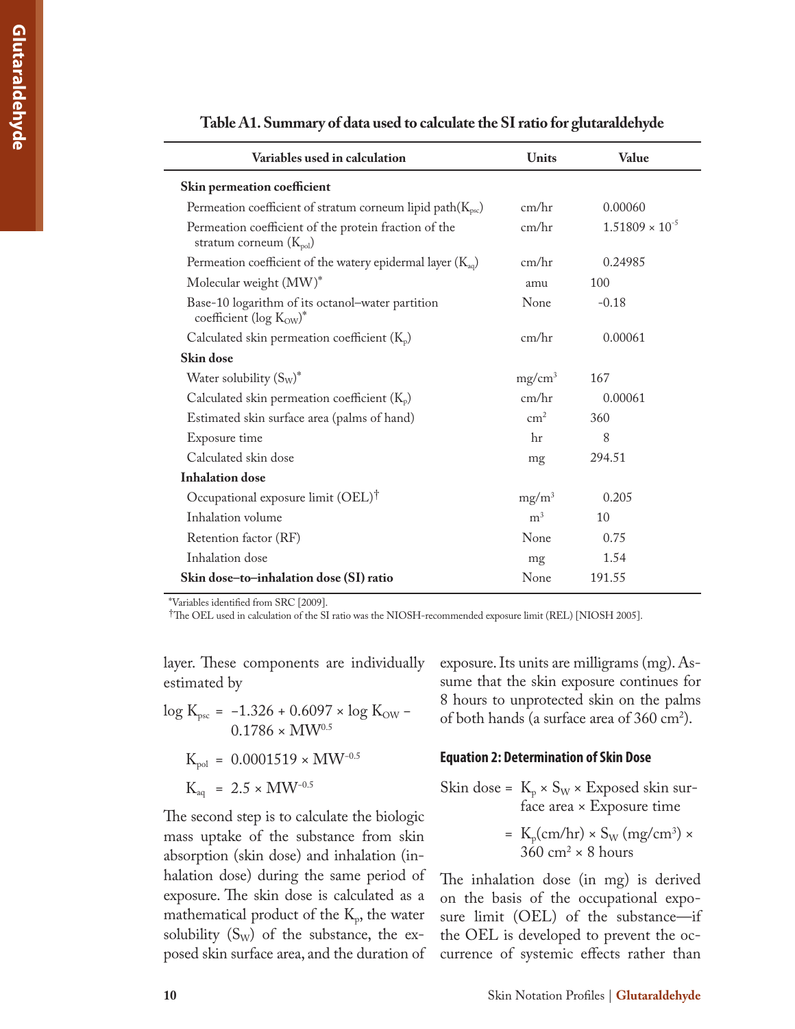**Table A1. Summary of data used to calculate the SI ratio for glutaraldehyde**

| Variables used in calculation | Units | Value |
|---|---|---|
| **Skin permeation coefficient** | | |
| Permeation coefficient of stratum corneum lipid path($K_{psc}$) | cm/hr | 0.00060 |
| Permeation coefficient of the protein fraction of the stratum corneum ($K_{pol}$) | cm/hr | $1.51809 \times 10^{-5}$ |
| Permeation coefficient of the watery epidermal layer ($K_{aq}$) | cm/hr | 0.24985 |
| Molecular weight (MW)* | amu | 100 |
| Base-10 logarithm of its octanol–water partition coefficient (log $K_{OW}$)* | None | −0.18 |
| Calculated skin permeation coefficient ($K_p$) | cm/hr | 0.00061 |
| **Skin dose** | | |
| Water solubility ($S_W$)* | mg/cm$^3$ | 167 |
| Calculated skin permeation coefficient ($K_p$) | cm/hr | 0.00061 |
| Estimated skin surface area (palms of hand) | cm$^2$ | 360 |
| Exposure time | hr | 8 |
| Calculated skin dose | mg | 294.51 |
| **Inhalation dose** | | |
| Occupational exposure limit (OEL)† | mg/m$^3$ | 0.205 |
| Inhalation volume | m$^3$ | 10 |
| Retention factor (RF) | None | 0.75 |
| Inhalation dose | mg | 1.54 |
| **Skin dose–to–inhalation dose (SI) ratio** | None | 191.55 |

*Variables identified from SRC [2009].
†The OEL used in calculation of the SI ratio was the NIOSH-recommended exposure limit (REL) [NIOSH 2005].

layer. These components are individually estimated by

$$\log K_{psc} = -1.326 + 0.6097 \times \log K_{OW} - 0.1786 \times MW^{0.5}$$

$$K_{pol} = 0.0001519 \times MW^{-0.5}$$

$$K_{aq} = 2.5 \times MW^{-0.5}$$

The second step is to calculate the biologic mass uptake of the substance from skin absorption (skin dose) and inhalation (inhalation dose) during the same period of exposure. The skin dose is calculated as a mathematical product of the $K_p$, the water solubility ($S_W$) of the substance, the exposed skin surface area, and the duration of exposure. Its units are milligrams (mg). Assume that the skin exposure continues for 8 hours to unprotected skin on the palms of both hands (a surface area of 360 cm$^2$).

#### Equation 2: Determination of Skin Dose

$$\text{Skin dose} = K_p \times S_W \times \text{Exposed skin surface area} \times \text{Exposure time}$$

$$= K_p(\text{cm/hr}) \times S_W\,(\text{mg/cm}^3) \times 360\ \text{cm}^2 \times 8\ \text{hours}$$

The inhalation dose (in mg) is derived on the basis of the occupational exposure limit (OEL) of the substance—if the OEL is developed to prevent the occurrence of systemic effects rather than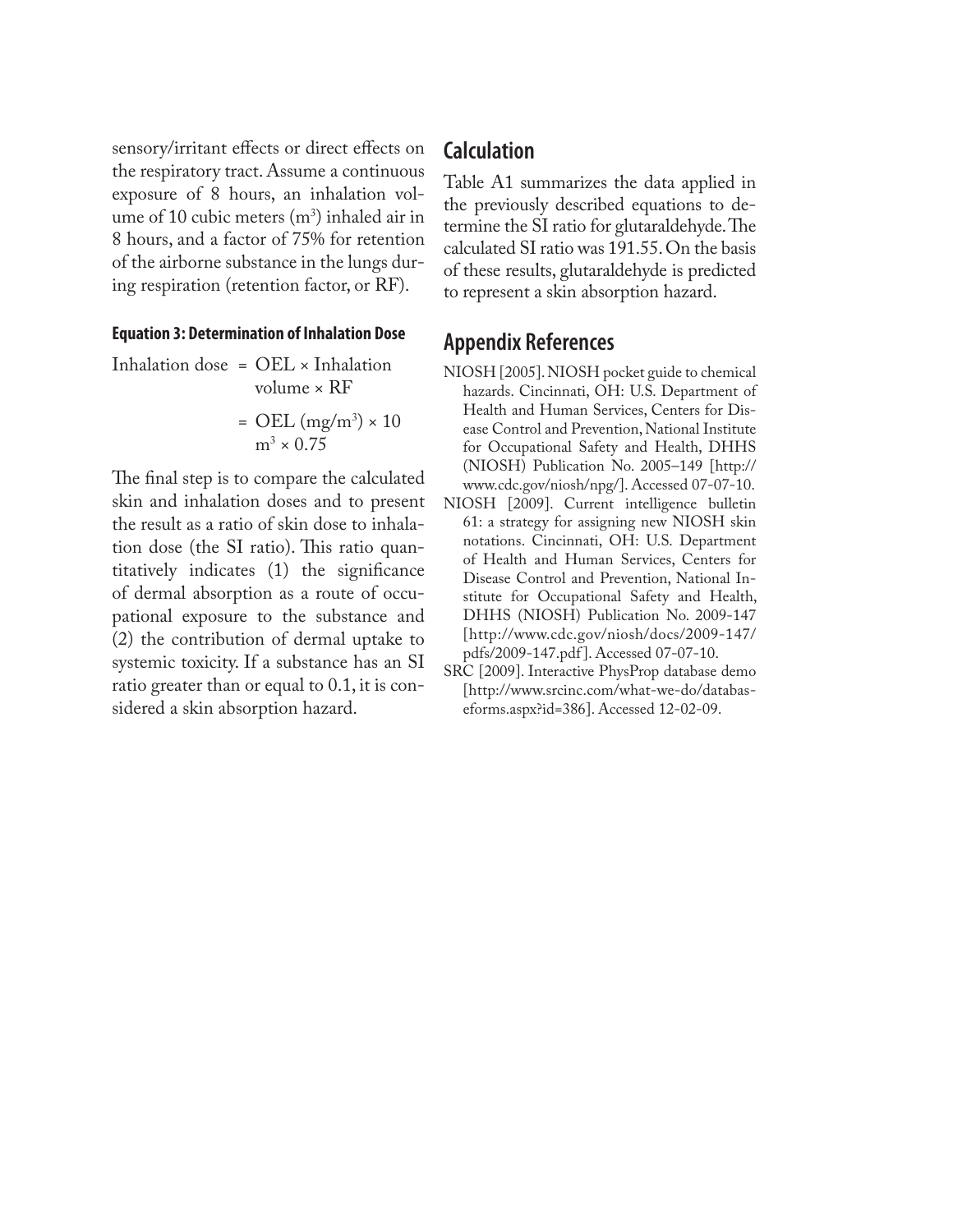sensory/irritant effects or direct effects on the respiratory tract. Assume a continuous exposure of 8 hours, an inhalation volume of 10 cubic meters ($m^3$) inhaled air in 8 hours, and a factor of 75% for retention of the airborne substance in the lungs during respiration (retention factor, or RF).

#### Equation 3: Determination of Inhalation Dose

$$\text{Inhalation dose} = \text{OEL} \times \text{Inhalation volume} \times \text{RF}$$

$$= \text{OEL}\ (\text{mg/m}^3) \times 10\ \text{m}^3 \times 0.75$$

The final step is to compare the calculated skin and inhalation doses and to present the result as a ratio of skin dose to inhalation dose (the SI ratio). This ratio quantitatively indicates (1) the significance of dermal absorption as a route of occupational exposure to the substance and (2) the contribution of dermal uptake to systemic toxicity. If a substance has an SI ratio greater than or equal to 0.1, it is considered a skin absorption hazard.

## Calculation

Table A1 summarizes the data applied in the previously described equations to determine the SI ratio for glutaraldehyde. The calculated SI ratio was 191.55. On the basis of these results, glutaraldehyde is predicted to represent a skin absorption hazard.

## Appendix References

NIOSH [2005]. NIOSH pocket guide to chemical hazards. Cincinnati, OH: U.S. Department of Health and Human Services, Centers for Disease Control and Prevention, National Institute for Occupational Safety and Health, DHHS (NIOSH) Publication No. 2005–149 [http://www.cdc.gov/niosh/npg/]. Accessed 07-07-10.

NIOSH [2009]. Current intelligence bulletin 61: a strategy for assigning new NIOSH skin notations. Cincinnati, OH: U.S. Department of Health and Human Services, Centers for Disease Control and Prevention, National Institute for Occupational Safety and Health, DHHS (NIOSH) Publication No. 2009-147 [http://www.cdc.gov/niosh/docs/2009-147/pdfs/2009-147.pdf]. Accessed 07-07-10.

SRC [2009]. Interactive PhysProp database demo [http://www.srcinc.com/what-we-do/databaseforms.aspx?id=386]. Accessed 12-02-09.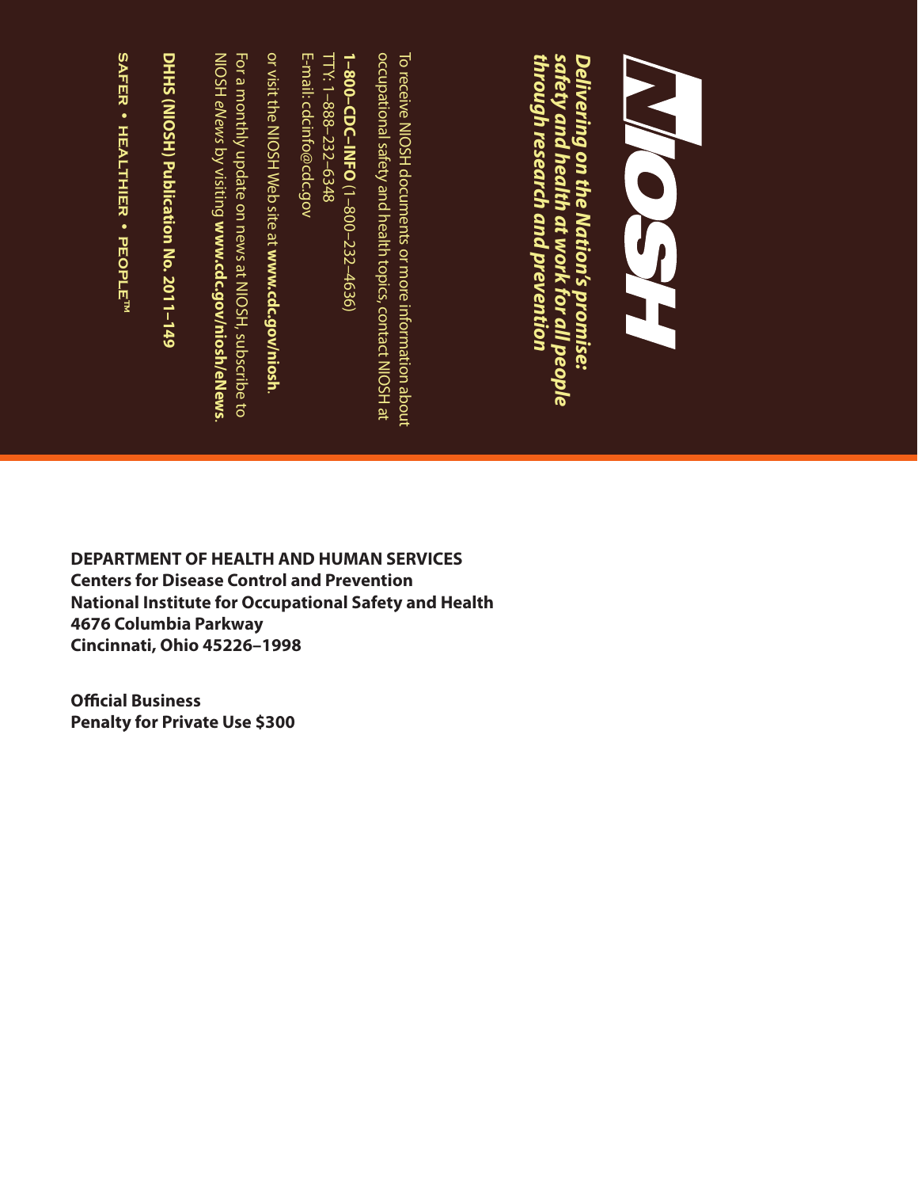**NIOSH**

***Delivering on the Nation's promise: safety and health at work for all people through research and prevention***

To receive NIOSH documents or more information about occupational safety and health topics, contact NIOSH at

**1–800–CDC–INFO** (1–800–232–4636)
TTY: 1–888–232–6348
E-mail: cdcinfo@cdc.gov

or visit the NIOSH Web site at **www.cdc.gov/niosh**.

For a monthly update on news at NIOSH, subscribe to NIOSH *eNews* by visiting **www.cdc.gov/niosh/eNews**.

**DHHS (NIOSH) Publication No. 2011–149**

**SAFER • HEALTHIER • PEOPLE™**

**DEPARTMENT OF HEALTH AND HUMAN SERVICES**
**Centers for Disease Control and Prevention**
**National Institute for Occupational Safety and Health**
**4676 Columbia Parkway**
**Cincinnati, Ohio 45226–1998**

**Official Business**
**Penalty for Private Use $300**